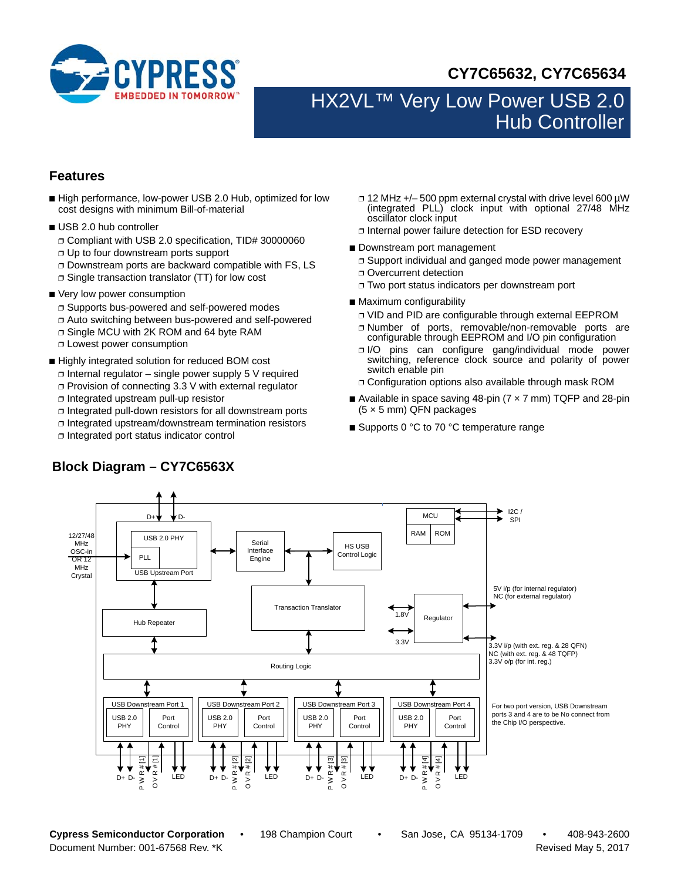# CY7C65632, CY7C65634

# HX2VL™ Very Low Power USB 2.0 Hub Controller

## Features

- High performance, low-power USB 2.0 Hub, optimized for low cost designs with minimum Bill-of-material
- USB 2.0 hub controller
  - Compliant with USB 2.0 specification, TID# 30000060
  - Up to four downstream ports support
  - Downstream ports are backward compatible with FS, LS
  - Single transaction translator (TT) for low cost
- Very low power consumption
  - Supports bus-powered and self-powered modes
  - Auto switching between bus-powered and self-powered
  - Single MCU with 2K ROM and 64 byte RAM
  - Lowest power consumption
- Highly integrated solution for reduced BOM cost
  - Internal regulator – single power supply 5 V required
  - Provision of connecting 3.3 V with external regulator
  - Integrated upstream pull-up resistor
  - Integrated pull-down resistors for all downstream ports
  - Integrated upstream/downstream termination resistors
  - Integrated port status indicator control
  - 12 MHz +/– 500 ppm external crystal with drive level 600 µW (integrated PLL) clock input with optional 27/48 MHz oscillator clock input
  - Internal power failure detection for ESD recovery
- Downstream port management
  - Support individual and ganged mode power management
  - Overcurrent detection
  - Two port status indicators per downstream port
- Maximum configurability
  - VID and PID are configurable through external EEPROM
  - Number of ports, removable/non-removable ports are configurable through EEPROM and I/O pin configuration
  - I/O pins can configure gang/individual mode power switching, reference clock source and polarity of power switch enable pin
  - Configuration options also available through mask ROM
- Available in space saving 48-pin (7 × 7 mm) TQFP and 28-pin (5 × 5 mm) QFN packages
- Supports 0 °C to 70 °C temperature range

## Block Diagram – CY7C6563X

D+ D-
USB 2.0 PHY
PLL
USB Upstream Port
12/27/48 MHz OSC-in OR 12 MHz Crystal
Serial Interface Engine
HS USB Control Logic
MCU
RAM ROM
I2C / SPI
Transaction Translator
Hub Repeater
1.8V
3.3V
Regulator
5V i/p (for internal regulator)
NC (for external regulator)
3.3V i/p (with ext. reg. & 28 QFN)
NC (with ext. reg. & 48 TQFP)
3.3V o/p (for int. reg.)
Routing Logic
USB Downstream Port 1
USB Downstream Port 2
USB Downstream Port 3
USB Downstream Port 4
USB 2.0 PHY
Port Control
For two port version, USB Downstream ports 3 and 4 are to be No connect from the Chip I/O perspective.
D+ D- PWR#[1] OVR#[1] LED
D+ D- PWR#[2] OVR#[2] LED
D+ D- PWR#[3] OVR#[3] LED
D+ D- PWR#[4] OVR#[4] LED

Cypress Semiconductor Corporation • 198 Champion Court • San Jose, CA 95134-1709 • 408-943-2600
Document Number: 001-67568 Rev. *K Revised May 5, 2017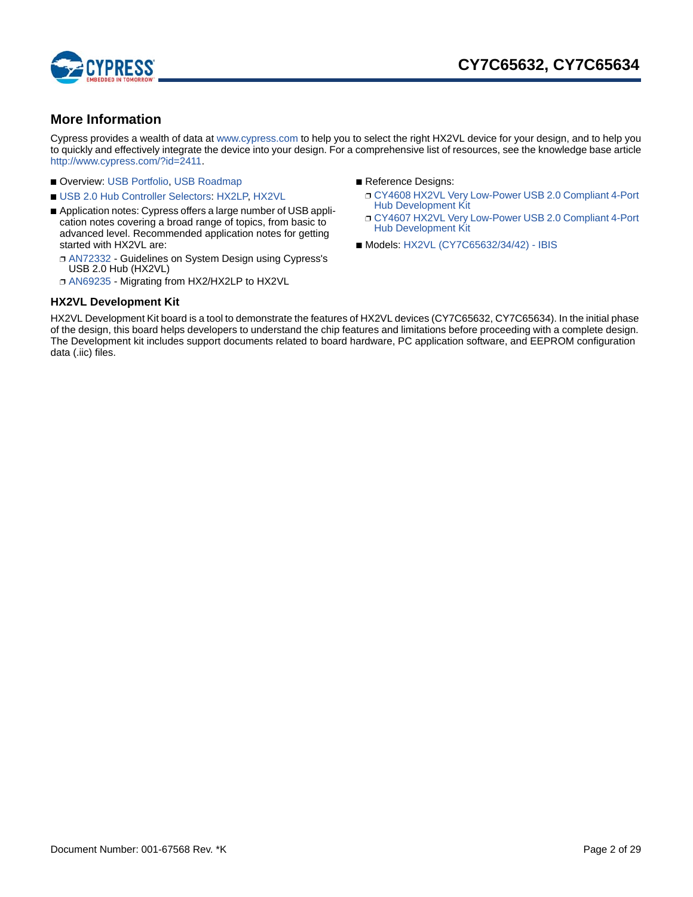## More Information

Cypress provides a wealth of data at www.cypress.com to help you to select the right HX2VL device for your design, and to help you to quickly and effectively integrate the device into your design. For a comprehensive list of resources, see the knowledge base article http://www.cypress.com/?id=2411.

- Overview: USB Portfolio, USB Roadmap
- USB 2.0 Hub Controller Selectors: HX2LP, HX2VL
- Application notes: Cypress offers a large number of USB application notes covering a broad range of topics, from basic to advanced level. Recommended application notes for getting started with HX2VL are:
  - AN72332 - Guidelines on System Design using Cypress's USB 2.0 Hub (HX2VL)
  - AN69235 - Migrating from HX2/HX2LP to HX2VL
- Reference Designs:
  - CY4608 HX2VL Very Low-Power USB 2.0 Compliant 4-Port Hub Development Kit
  - CY4607 HX2VL Very Low-Power USB 2.0 Compliant 4-Port Hub Development Kit
- Models: HX2VL (CY7C65632/34/42) - IBIS

### HX2VL Development Kit

HX2VL Development Kit board is a tool to demonstrate the features of HX2VL devices (CY7C65632, CY7C65634). In the initial phase of the design, this board helps developers to understand the chip features and limitations before proceeding with a complete design. The Development kit includes support documents related to board hardware, PC application software, and EEPROM configuration data (.iic) files.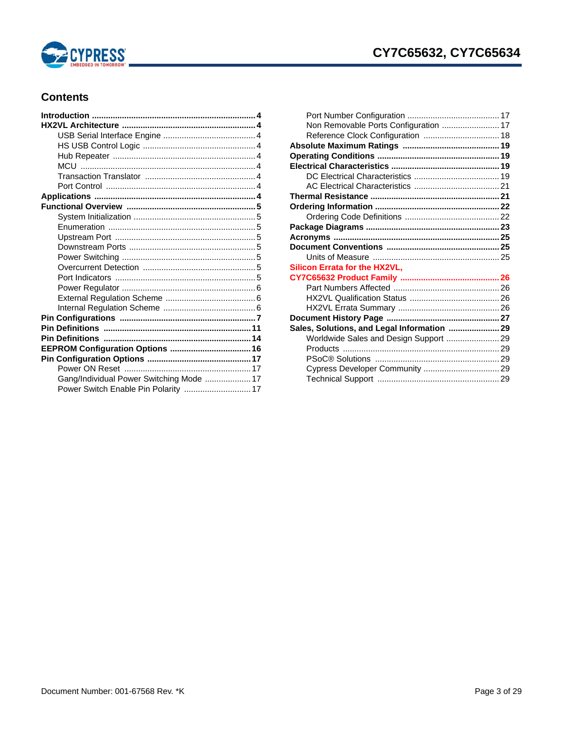## Contents

- **Introduction** .......... 4
- **HX2VL Architecture** .......... 4
  - USB Serial Interface Engine .......... 4
  - HS USB Control Logic .......... 4
  - Hub Repeater .......... 4
  - MCU .......... 4
  - Transaction Translator .......... 4
  - Port Control .......... 4
- **Applications** .......... 4
- **Functional Overview** .......... 5
  - System Initialization .......... 5
  - Enumeration .......... 5
  - Upstream Port .......... 5
  - Downstream Ports .......... 5
  - Power Switching .......... 5
  - Overcurrent Detection .......... 5
  - Port Indicators .......... 5
  - Power Regulator .......... 6
  - External Regulation Scheme .......... 6
  - Internal Regulation Scheme .......... 6
- **Pin Configurations** .......... 7
- **Pin Definitions** .......... 11
- **Pin Definitions** .......... 14
- **EEPROM Configuration Options** .......... 16
- **Pin Configuration Options** .......... 17
  - Power ON Reset .......... 17
  - Gang/Individual Power Switching Mode .......... 17
  - Power Switch Enable Pin Polarity .......... 17
  - Port Number Configuration .......... 17
  - Non Removable Ports Configuration .......... 17
  - Reference Clock Configuration .......... 18
- **Absolute Maximum Ratings** .......... 19
- **Operating Conditions** .......... 19
- **Electrical Characteristics** .......... 19
  - DC Electrical Characteristics .......... 19
  - AC Electrical Characteristics .......... 21
- **Thermal Resistance** .......... 21
- **Ordering Information** .......... 22
  - Ordering Code Definitions .......... 22
- **Package Diagrams** .......... 23
- **Acronyms** .......... 25
- **Document Conventions** .......... 25
  - Units of Measure .......... 25
- **Silicon Errata for the HX2VL, CY7C65632 Product Family** .......... 26
  - Part Numbers Affected .......... 26
  - HX2VL Qualification Status .......... 26
  - HX2VL Errata Summary .......... 26
- **Document History Page** .......... 27
- **Sales, Solutions, and Legal Information** .......... 29
  - Worldwide Sales and Design Support .......... 29
  - Products .......... 29
  - PSoC® Solutions .......... 29
  - Cypress Developer Community .......... 29
  - Technical Support .......... 29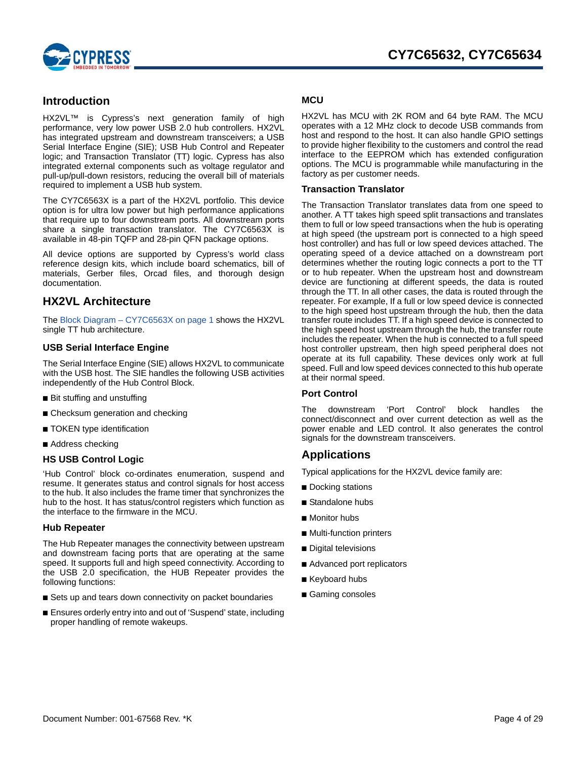## Introduction

HX2VL™ is Cypress's next generation family of high performance, very low power USB 2.0 hub controllers. HX2VL has integrated upstream and downstream transceivers; a USB Serial Interface Engine (SIE); USB Hub Control and Repeater logic; and Transaction Translator (TT) logic. Cypress has also integrated external components such as voltage regulator and pull-up/pull-down resistors, reducing the overall bill of materials required to implement a USB hub system.

The CY7C6563X is a part of the HX2VL portfolio. This device option is for ultra low power but high performance applications that require up to four downstream ports. All downstream ports share a single transaction translator. The CY7C6563X is available in 48-pin TQFP and 28-pin QFN package options.

All device options are supported by Cypress's world class reference design kits, which include board schematics, bill of materials, Gerber files, Orcad files, and thorough design documentation.

## HX2VL Architecture

The Block Diagram – CY7C6563X on page 1 shows the HX2VL single TT hub architecture.

### USB Serial Interface Engine

The Serial Interface Engine (SIE) allows HX2VL to communicate with the USB host. The SIE handles the following USB activities independently of the Hub Control Block.

- Bit stuffing and unstuffing
- Checksum generation and checking
- TOKEN type identification
- Address checking

### HS USB Control Logic

'Hub Control' block co-ordinates enumeration, suspend and resume. It generates status and control signals for host access to the hub. It also includes the frame timer that synchronizes the hub to the host. It has status/control registers which function as the interface to the firmware in the MCU.

### Hub Repeater

The Hub Repeater manages the connectivity between upstream and downstream facing ports that are operating at the same speed. It supports full and high speed connectivity. According to the USB 2.0 specification, the HUB Repeater provides the following functions:

- Sets up and tears down connectivity on packet boundaries
- Ensures orderly entry into and out of 'Suspend' state, including proper handling of remote wakeups.

### MCU

HX2VL has MCU with 2K ROM and 64 byte RAM. The MCU operates with a 12 MHz clock to decode USB commands from host and respond to the host. It can also handle GPIO settings to provide higher flexibility to the customers and control the read interface to the EEPROM which has extended configuration options. The MCU is programmable while manufacturing in the factory as per customer needs.

### Transaction Translator

The Transaction Translator translates data from one speed to another. A TT takes high speed split transactions and translates them to full or low speed transactions when the hub is operating at high speed (the upstream port is connected to a high speed host controller) and has full or low speed devices attached. The operating speed of a device attached on a downstream port determines whether the routing logic connects a port to the TT or to hub repeater. When the upstream host and downstream device are functioning at different speeds, the data is routed through the TT. In all other cases, the data is routed through the repeater. For example, If a full or low speed device is connected to the high speed host upstream through the hub, then the data transfer route includes TT. If a high speed device is connected to the high speed host upstream through the hub, the transfer route includes the repeater. When the hub is connected to a full speed host controller upstream, then high speed peripheral does not operate at its full capability. These devices only work at full speed. Full and low speed devices connected to this hub operate at their normal speed.

### Port Control

The downstream 'Port Control' block handles the connect/disconnect and over current detection as well as the power enable and LED control. It also generates the control signals for the downstream transceivers.

## Applications

Typical applications for the HX2VL device family are:

- Docking stations
- Standalone hubs
- Monitor hubs
- Multi-function printers
- Digital televisions
- Advanced port replicators
- Keyboard hubs
- Gaming consoles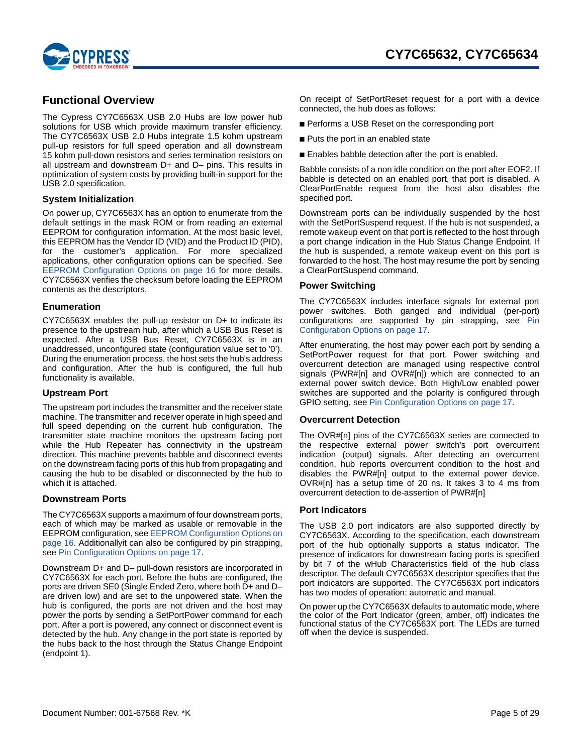## Functional Overview

The Cypress CY7C6563X USB 2.0 Hubs are low power hub solutions for USB which provide maximum transfer efficiency. The CY7C6563X USB 2.0 Hubs integrate 1.5 kohm upstream pull-up resistors for full speed operation and all downstream 15 kohm pull-down resistors and series termination resistors on all upstream and downstream D+ and D– pins. This results in optimization of system costs by providing built-in support for the USB 2.0 specification.

### System Initialization

On power up, CY7C6563X has an option to enumerate from the default settings in the mask ROM or from reading an external EEPROM for configuration information. At the most basic level, this EEPROM has the Vendor ID (VID) and the Product ID (PID), for the customer's application. For more specialized applications, other configuration options can be specified. See EEPROM Configuration Options on page 16 for more details. CY7C6563X verifies the checksum before loading the EEPROM contents as the descriptors.

### Enumeration

CY7C6563X enables the pull-up resistor on D+ to indicate its presence to the upstream hub, after which a USB Bus Reset is expected. After a USB Bus Reset, CY7C6563X is in an unaddressed, unconfigured state (configuration value set to '0'). During the enumeration process, the host sets the hub's address and configuration. After the hub is configured, the full hub functionality is available.

### Upstream Port

The upstream port includes the transmitter and the receiver state machine. The transmitter and receiver operate in high speed and full speed depending on the current hub configuration. The transmitter state machine monitors the upstream facing port while the Hub Repeater has connectivity in the upstream direction. This machine prevents babble and disconnect events on the downstream facing ports of this hub from propagating and causing the hub to be disabled or disconnected by the hub to which it is attached.

### Downstream Ports

The CY7C6563X supports a maximum of four downstream ports, each of which may be marked as usable or removable in the EEPROM configuration, see EEPROM Configuration Options on page 16. Additionallyit can also be configured by pin strapping, see Pin Configuration Options on page 17.

Downstream D+ and D– pull-down resistors are incorporated in CY7C6563X for each port. Before the hubs are configured, the ports are driven SE0 (Single Ended Zero, where both D+ and D– are driven low) and are set to the unpowered state. When the hub is configured, the ports are not driven and the host may power the ports by sending a SetPortPower command for each port. After a port is powered, any connect or disconnect event is detected by the hub. Any change in the port state is reported by the hubs back to the host through the Status Change Endpoint (endpoint 1).

On receipt of SetPortReset request for a port with a device connected, the hub does as follows:

- Performs a USB Reset on the corresponding port
- Puts the port in an enabled state
- Enables babble detection after the port is enabled.

Babble consists of a non idle condition on the port after EOF2. If babble is detected on an enabled port, that port is disabled. A ClearPortEnable request from the host also disables the specified port.

Downstream ports can be individually suspended by the host with the SetPortSuspend request. If the hub is not suspended, a remote wakeup event on that port is reflected to the host through a port change indication in the Hub Status Change Endpoint. If the hub is suspended, a remote wakeup event on this port is forwarded to the host. The host may resume the port by sending a ClearPortSuspend command.

### Power Switching

The CY7C6563X includes interface signals for external port power switches. Both ganged and individual (per-port) configurations are supported by pin strapping, see Pin Configuration Options on page 17.

After enumerating, the host may power each port by sending a SetPortPower request for that port. Power switching and overcurrent detection are managed using respective control signals (PWR#[n] and OVR#[n]) which are connected to an external power switch device. Both High/Low enabled power switches are supported and the polarity is configured through GPIO setting, see Pin Configuration Options on page 17.

### Overcurrent Detection

The OVR#[n] pins of the CY7C6563X series are connected to the respective external power switch's port overcurrent indication (output) signals. After detecting an overcurrent condition, hub reports overcurrent condition to the host and disables the PWR#[n] output to the external power device. OVR#[n] has a setup time of 20 ns. It takes 3 to 4 ms from overcurrent detection to de-assertion of PWR#[n]

### Port Indicators

The USB 2.0 port indicators are also supported directly by CY7C6563X. According to the specification, each downstream port of the hub optionally supports a status indicator. The presence of indicators for downstream facing ports is specified by bit 7 of the wHub Characteristics field of the hub class descriptor. The default CY7C6563X descriptor specifies that the port indicators are supported. The CY7C6563X port indicators has two modes of operation: automatic and manual.

On power up the CY7C6563X defaults to automatic mode, where the color of the Port Indicator (green, amber, off) indicates the functional status of the CY7C6563X port. The LEDs are turned off when the device is suspended.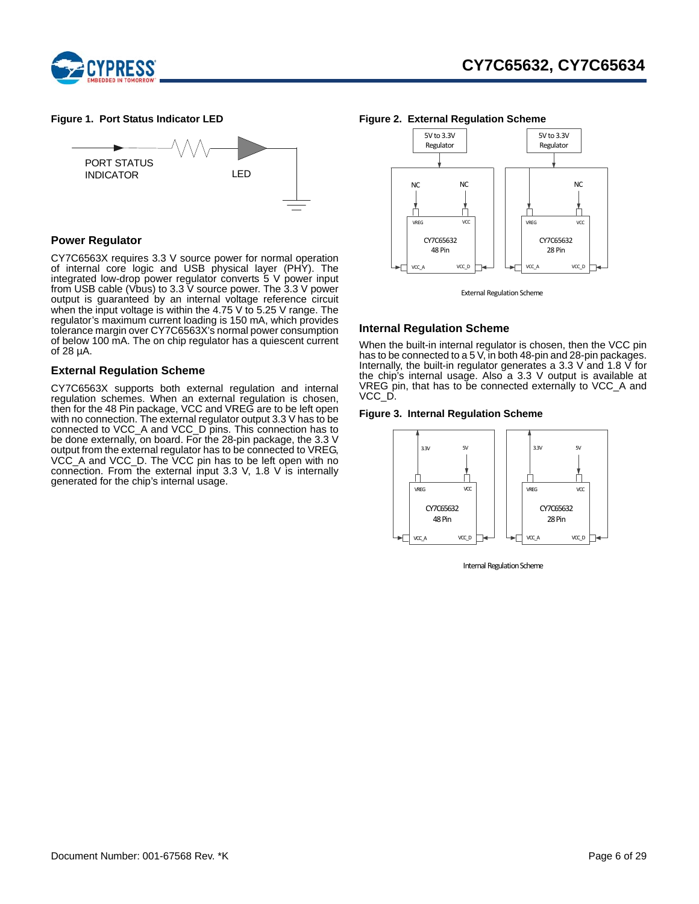**Figure 1. Port Status Indicator LED**

PORT STATUS
INDICATOR
LED

## Power Regulator

CY7C6563X requires 3.3 V source power for normal operation of internal core logic and USB physical layer (PHY). The integrated low-drop power regulator converts 5 V power input from USB cable (Vbus) to 3.3 V source power. The 3.3 V power output is guaranteed by an internal voltage reference circuit when the input voltage is within the 4.75 V to 5.25 V range. The regulator's maximum current loading is 150 mA, which provides tolerance margin over CY7C6563X's normal power consumption of below 100 mA. The on chip regulator has a quiescent current of 28 µA.

### External Regulation Scheme

CY7C6563X supports both external regulation and internal regulation schemes. When an external regulation is chosen, then for the 48 Pin package, VCC and VREG are to be left open with no connection. The external regulator output 3.3 V has to be connected to VCC_A and VCC_D pins. This connection has to be done externally, on board. For the 28-pin package, the 3.3 V output from the external regulator has to be connected to VREG, VCC_A and VCC_D. The VCC pin has to be left open with no connection. From the external input 3.3 V, 1.8 V is internally generated for the chip's internal usage.

**Figure 2. External Regulation Scheme**

5V to 3.3V Regulator
NC
NC
VREG
VCC
CY7C65632
48 Pin
VCC_A
VCC_D

5V to 3.3V Regulator
NC
VREG
VCC
CY7C65632
28 Pin
VCC_A
VCC_D

External Regulation Scheme

### Internal Regulation Scheme

When the built-in internal regulator is chosen, then the VCC pin has to be connected to a 5 V, in both 48-pin and 28-pin packages. Internally, the built-in regulator generates a 3.3 V and 1.8 V for the chip's internal usage. Also a 3.3 V output is available at VREG pin, that has to be connected externally to VCC_A and VCC_D.

**Figure 3. Internal Regulation Scheme**

3.3V
5V
VREG
VCC
CY7C65632
48 Pin
VCC_A
VCC_D

3.3V
5V
VREG
VCC
CY7C65632
28 Pin
VCC_A
VCC_D

Internal Regulation Scheme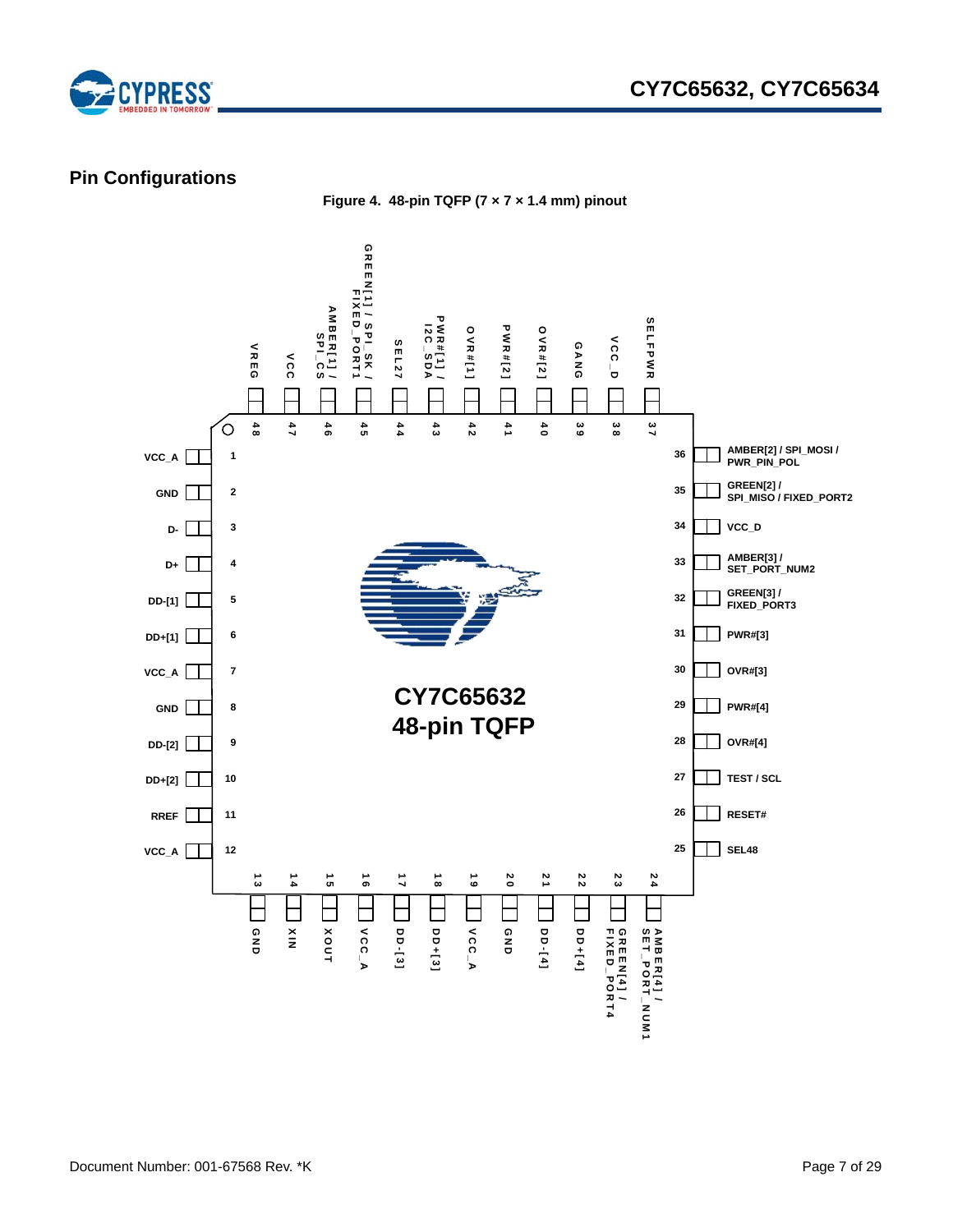## Pin Configurations

**Figure 4. 48-pin TQFP (7 × 7 × 1.4 mm) pinout**

CY7C65632
48-pin TQFP

1 VCC_A
2 GND
3 D-
4 D+
5 DD-[1]
6 DD+[1]
7 VCC_A
8 GND
9 DD-[2]
10 DD+[2]
11 RREF
12 VCC_A
13 GND
14 XIN
15 XOUT
16 VCC_A
17 DD-[3]
18 DD+[3]
19 VCC_A
20 GND
21 DD-[4]
22 DD+[4]
23 GREEN[4] / FIXED_PORT4
24 AMBER[4] / SET_PORT_NUM1
25 SEL48
26 RESET#
27 TEST / SCL
28 OVR#[4]
29 PWR#[4]
30 OVR#[3]
31 PWR#[3]
32 GREEN[3] / FIXED_PORT3
33 AMBER[3] / SET_PORT_NUM2
34 VCC_D
35 GREEN[2] / SPI_MISO / FIXED_PORT2
36 AMBER[2] / SPI_MOSI / PWR_PIN_POL
37 SELFPWR
38 VCC_D
39 GANG
40 OVR#[2]
41 PWR#[2]
42 OVR#[1]
43 PWR#[1] / I2C_SDA
44 SEL27
45 GREEN[1] / SPI_SK / FIXED_PORT1
46 AMBER[1] / SPI_CS
47 VCC
48 VREG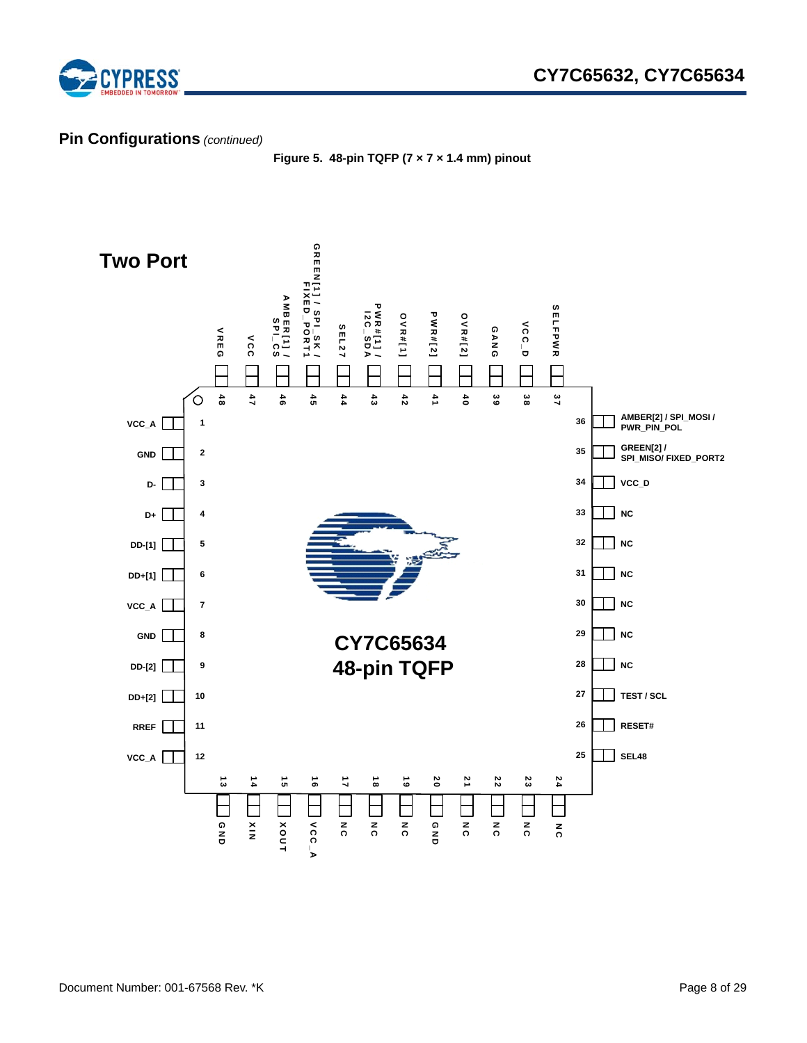## Pin Configurations *(continued)*

**Figure 5. 48-pin TQFP (7 × 7 × 1.4 mm) pinout**

Two Port

CY7C65634
48-pin TQFP

1 VCC_A
2 GND
3 D-
4 D+
5 DD-[1]
6 DD+[1]
7 VCC_A
8 GND
9 DD-[2]
10 DD+[2]
11 RREF
12 VCC_A

13 GND
14 XIN
15 XOUT
16 VCC_A
17 NC
18 NC
19 NC
20 GND
21 NC
22 NC
23 NC
24 NC

25 SEL48
26 RESET#
27 TEST / SCL
28 NC
29 NC
30 NC
31 NC
32 NC
33 NC
34 VCC_D
35 GREEN[2] / SPI_MISO/ FIXED_PORT2
36 AMBER[2] / SPI_MOSI / PWR_PIN_POL

37 SELFPWR
38 VCC_D
39 GANG
40 OVR#[2]
41 PWR#[2]
42 OVR#[1]
43 PWR#[1] / I2C_SDA
44 SEL27
45 GREEN[1] / SPI_SK / FIXED_PORT1
46 AMBER[1] / SPI_CS
47 VCC
48 VREG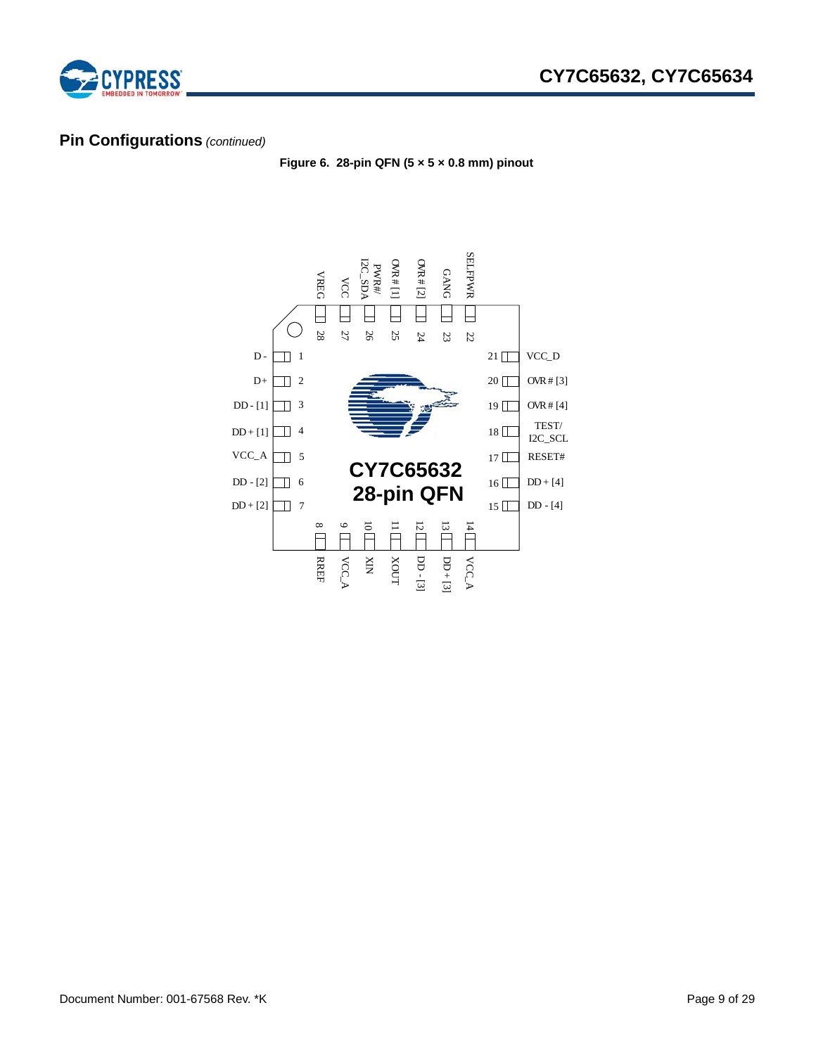## Pin Configurations *(continued)*

**Figure 6. 28-pin QFN (5 × 5 × 0.8 mm) pinout**

CY7C65632
28-pin QFN

1 D -
2 D+
3 DD - [1]
4 DD + [1]
5 VCC_A
6 DD - [2]
7 DD + [2]
8 RREF
9 VCC_A
10 XIN
11 XOUT
12 DD - [3]
13 DD + [3]
14 VCC_A
15 DD - [4]
16 DD + [4]
17 RESET#
18 TEST/ I2C_SCL
19 OVR # [4]
20 OVR # [3]
21 VCC_D
22 SELFPWR
23 GANG
24 OVR # [2]
25 OVR # [1]
26 PWR#/ I2C_SDA
27 VCC
28 VREG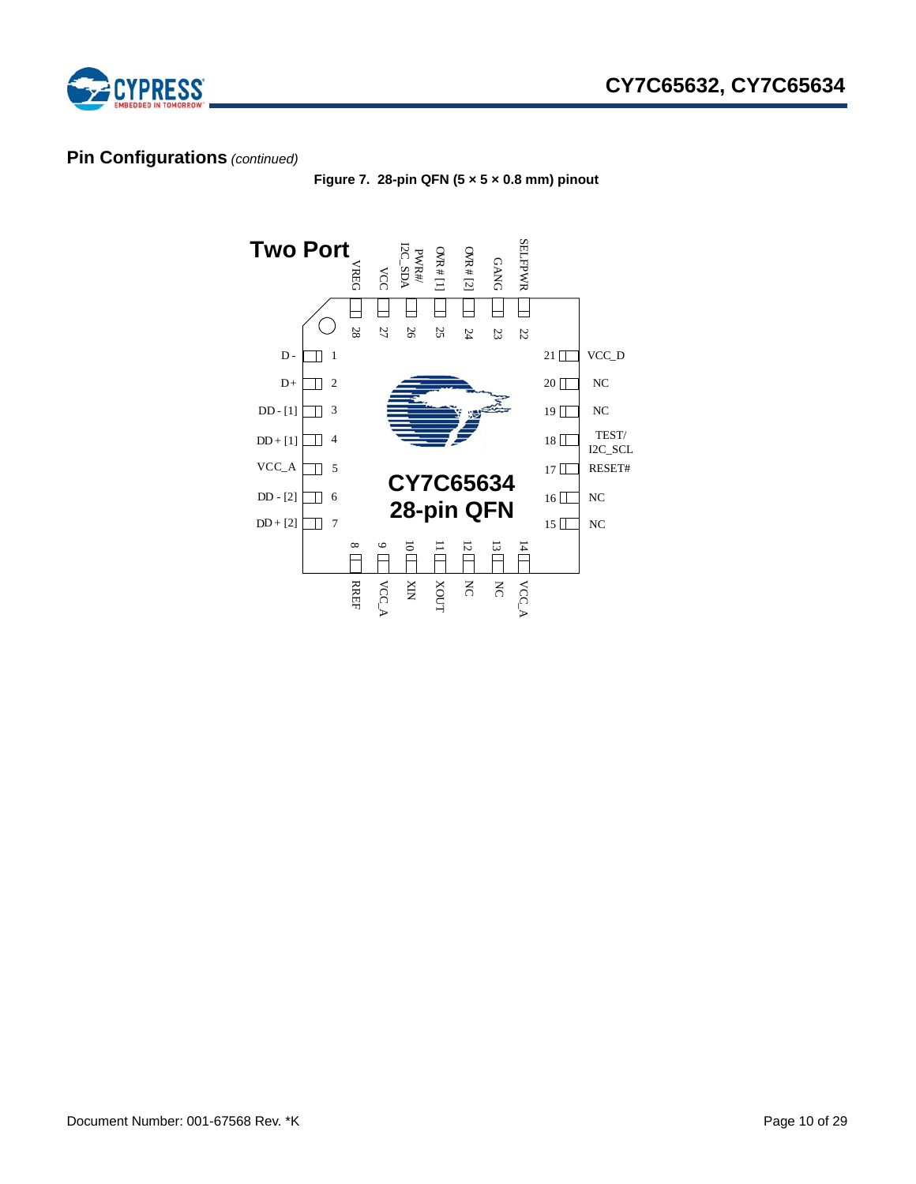## Pin Configurations *(continued)*

**Figure 7. 28-pin QFN (5 × 5 × 0.8 mm) pinout**

Two Port

CY7C65634
28-pin QFN

1 D -
2 D+
3 DD - [1]
4 DD + [1]
5 VCC_A
6 DD - [2]
7 DD + [2]
8 RREF
9 VCC_A
10 XIN
11 XOUT
12 NC
13 NC
14 VCC_A
15 NC
16 NC
17 RESET#
18 TEST/ I2C_SCL
19 NC
20 NC
21 VCC_D
22 SELFPWR
23 GANG
24 OVR# [2]
25 OVR# [1]
26 PWR#/ I2C_SDA
27 VCC
28 VREG

Document Number: 001-67568 Rev. *K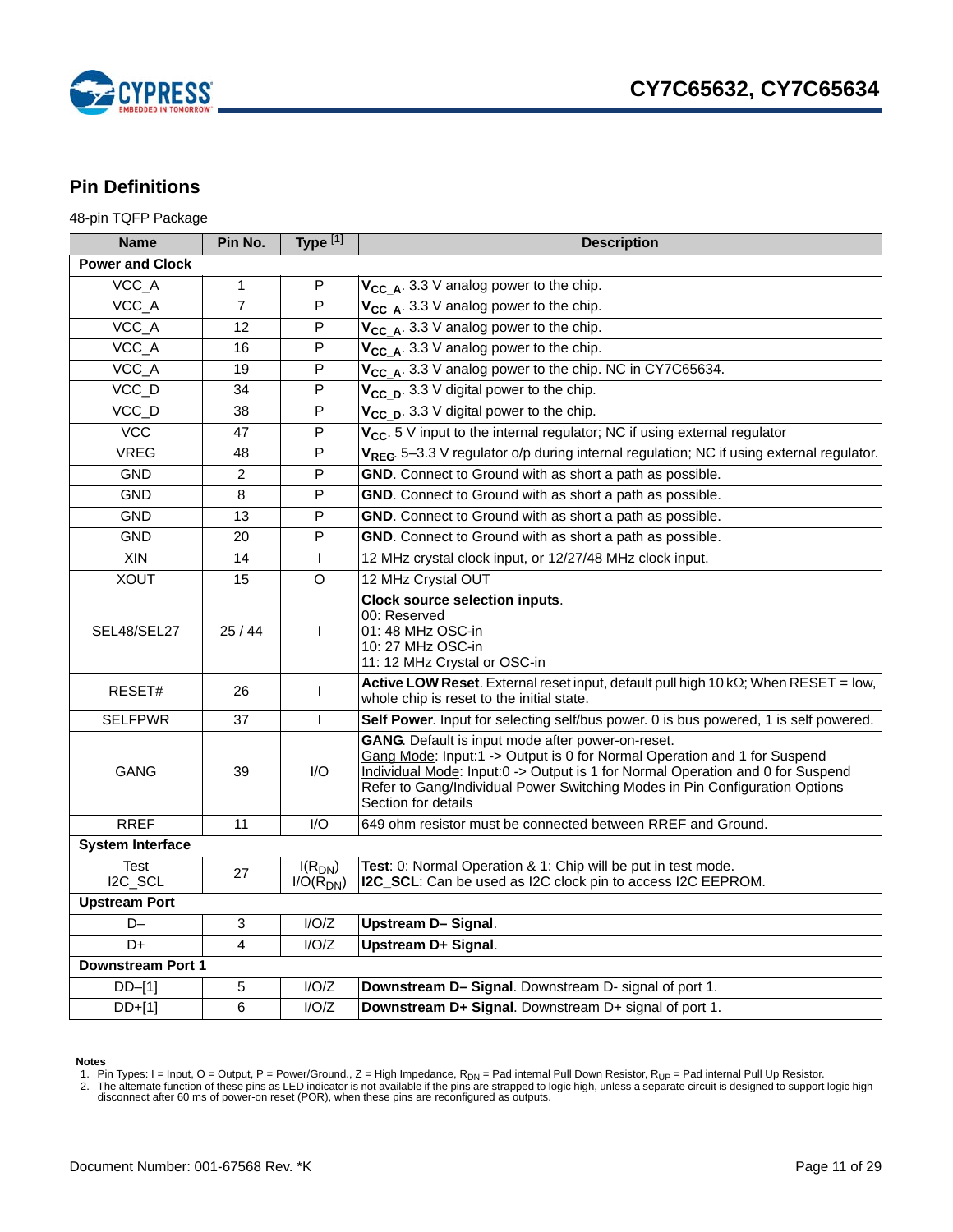## Pin Definitions

48-pin TQFP Package

| Name | Pin No. | Type [1] | Description |
|---|---|---|---|
| **Power and Clock** | | | |
| VCC_A | 1 | P | **$V_{CC\_A}$**. 3.3 V analog power to the chip. |
| VCC_A | 7 | P | **$V_{CC\_A}$**. 3.3 V analog power to the chip. |
| VCC_A | 12 | P | **$V_{CC\_A}$**. 3.3 V analog power to the chip. |
| VCC_A | 16 | P | **$V_{CC\_A}$**. 3.3 V analog power to the chip. |
| VCC_A | 19 | P | **$V_{CC\_A}$**. 3.3 V analog power to the chip. NC in CY7C65634. |
| VCC_D | 34 | P | **$V_{CC\_D}$**. 3.3 V digital power to the chip. |
| VCC_D | 38 | P | **$V_{CC\_D}$**. 3.3 V digital power to the chip. |
| VCC | 47 | P | **$V_{CC}$**. 5 V input to the internal regulator; NC if using external regulator |
| VREG | 48 | P | **$V_{REG}$**. 5–3.3 V regulator o/p during internal regulation; NC if using external regulator. |
| GND | 2 | P | **GND**. Connect to Ground with as short a path as possible. |
| GND | 8 | P | **GND**. Connect to Ground with as short a path as possible. |
| GND | 13 | P | **GND**. Connect to Ground with as short a path as possible. |
| GND | 20 | P | **GND**. Connect to Ground with as short a path as possible. |
| XIN | 14 | I | 12 MHz crystal clock input, or 12/27/48 MHz clock input. |
| XOUT | 15 | O | 12 MHz Crystal OUT |
| SEL48/SEL27 | 25 / 44 | I | **Clock source selection inputs**.<br>00: Reserved<br>01: 48 MHz OSC-in<br>10: 27 MHz OSC-in<br>11: 12 MHz Crystal or OSC-in |
| RESET# | 26 | I | **Active LOW Reset**. External reset input, default pull high 10 kΩ; When RESET = low, whole chip is reset to the initial state. |
| SELFPWR | 37 | I | **Self Power**. Input for selecting self/bus power. 0 is bus powered, 1 is self powered. |
| GANG | 39 | I/O | **GANG**. Default is input mode after power-on-reset.<br>Gang Mode: Input:1 -> Output is 0 for Normal Operation and 1 for Suspend<br>Individual Mode: Input:0 -> Output is 1 for Normal Operation and 0 for Suspend<br>Refer to Gang/Individual Power Switching Modes in Pin Configuration Options Section for details |
| RREF | 11 | I/O | 649 ohm resistor must be connected between RREF and Ground. |
| **System Interface** | | | |
| Test<br>I2C_SCL | 27 | I($R_{DN}$)<br>I/O($R_{DN}$) | **Test**: 0: Normal Operation & 1: Chip will be put in test mode.<br>**I2C_SCL**: Can be used as I2C clock pin to access I2C EEPROM. |
| **Upstream Port** | | | |
| D– | 3 | I/O/Z | **Upstream D– Signal**. |
| D+ | 4 | I/O/Z | **Upstream D+ Signal**. |
| **Downstream Port 1** | | | |
| DD–[1] | 5 | I/O/Z | **Downstream D– Signal**. Downstream D- signal of port 1. |
| DD+[1] | 6 | I/O/Z | **Downstream D+ Signal**. Downstream D+ signal of port 1. |

**Notes**

1. Pin Types: I = Input, O = Output, P = Power/Ground., Z = High Impedance, $R_{DN}$ = Pad internal Pull Down Resistor, $R_{UP}$ = Pad internal Pull Up Resistor.
2. The alternate function of these pins as LED indicator is not available if the pins are strapped to logic high, unless a separate circuit is designed to support logic high disconnect after 60 ms of power-on reset (POR), when these pins are reconfigured as outputs.

Document Number: 001-67568 Rev. *K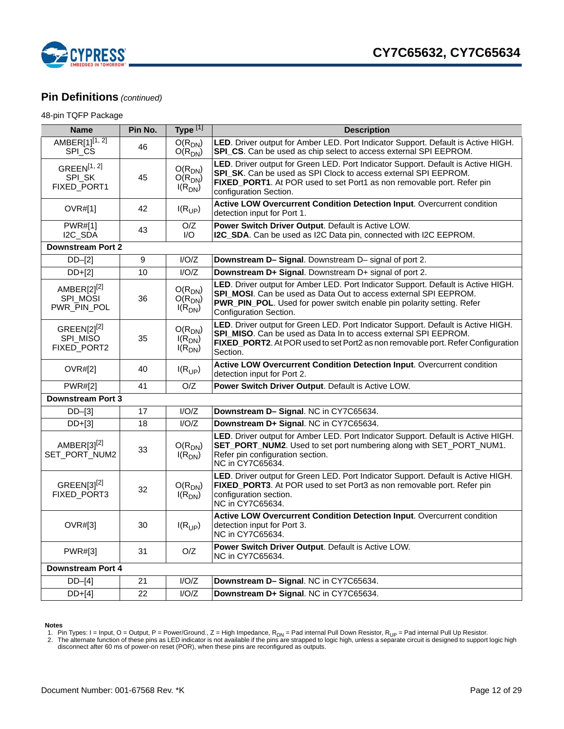## Pin Definitions *(continued)*

48-pin TQFP Package

| Name | Pin No. | Type [1] | Description |
|---|---|---|---|
| AMBER[1][1, 2]<br>SPI_CS | 46 | O($R_{DN}$)<br>O($R_{DN}$) | **LED**. Driver output for Amber LED. Port Indicator Support. Default is Active HIGH.<br>**SPI_CS**. Can be used as chip select to access external SPI EEPROM. |
| GREEN[1, 2]<br>SPI_SK<br>FIXED_PORT1 | 45 | O($R_{DN}$)<br>O($R_{DN}$)<br>I($R_{DN}$) | **LED**. Driver output for Green LED. Port Indicator Support. Default is Active HIGH.<br>**SPI_SK**. Can be used as SPI Clock to access external SPI EEPROM.<br>**FIXED_PORT1**. At POR used to set Port1 as non removable port. Refer pin configuration Section. |
| OVR#[1] | 42 | I($R_{UP}$) | **Active LOW Overcurrent Condition Detection Input**. Overcurrent condition detection input for Port 1. |
| PWR#[1]<br>I2C_SDA | 43 | O/Z<br>I/O | **Power Switch Driver Output**. Default is Active LOW.<br>**I2C_SDA**. Can be used as I2C Data pin, connected with I2C EEPROM. |
| **Downstream Port 2** | | | |
| DD–[2] | 9 | I/O/Z | **Downstream D– Signal**. Downstream D– signal of port 2. |
| DD+[2] | 10 | I/O/Z | **Downstream D+ Signal**. Downstream D+ signal of port 2. |
| AMBER[2][2]<br>SPI_MOSI<br>PWR_PIN_POL | 36 | O($R_{DN}$)<br>O($R_{DN}$)<br>I($R_{DN}$) | **LED**. Driver output for Amber LED. Port Indicator Support. Default is Active HIGH.<br>**SPI_MOSI**. Can be used as Data Out to access external SPI EEPROM.<br>**PWR_PIN_POL**. Used for power switch enable pin polarity setting. Refer Configuration Section. |
| GREEN[2][2]<br>SPI_MISO<br>FIXED_PORT2 | 35 | O($R_{DN}$)<br>I($R_{DN}$)<br>I($R_{DN}$) | **LED**. Driver output for Green LED. Port Indicator Support. Default is Active HIGH.<br>**SPI_MISO**. Can be used as Data In to access external SPI EEPROM.<br>**FIXED_PORT2**. At POR used to set Port2 as non removable port. Refer Configuration Section. |
| OVR#[2] | 40 | I($R_{UP}$) | **Active LOW Overcurrent Condition Detection Input**. Overcurrent condition detection input for Port 2. |
| PWR#[2] | 41 | O/Z | **Power Switch Driver Output**. Default is Active LOW. |
| **Downstream Port 3** | | | |
| DD–[3] | 17 | I/O/Z | **Downstream D– Signal**. NC in CY7C65634. |
| DD+[3] | 18 | I/O/Z | **Downstream D+ Signal**. NC in CY7C65634. |
| AMBER[3][2]<br>SET_PORT_NUM2 | 33 | O($R_{DN}$)<br>I($R_{DN}$) | **LED**. Driver output for Amber LED. Port Indicator Support. Default is Active HIGH.<br>**SET_PORT_NUM2**. Used to set port numbering along with SET_PORT_NUM1. Refer pin configuration section.<br>NC in CY7C65634. |
| GREEN[3][2]<br>FIXED_PORT3 | 32 | O($R_{DN}$)<br>I($R_{DN}$) | **LED**. Driver output for Green LED. Port Indicator Support. Default is Active HIGH.<br>**FIXED_PORT3**. At POR used to set Port3 as non removable port. Refer pin configuration section.<br>NC in CY7C65634. |
| OVR#[3] | 30 | I($R_{UP}$) | **Active LOW Overcurrent Condition Detection Input**. Overcurrent condition detection input for Port 3.<br>NC in CY7C65634. |
| PWR#[3] | 31 | O/Z | **Power Switch Driver Output**. Default is Active LOW.<br>NC in CY7C65634. |
| **Downstream Port 4** | | | |
| DD–[4] | 21 | I/O/Z | **Downstream D– Signal**. NC in CY7C65634. |
| DD+[4] | 22 | I/O/Z | **Downstream D+ Signal**. NC in CY7C65634. |

**Notes**
1. Pin Types: I = Input, O = Output, P = Power/Ground., Z = High Impedance, $R_{DN}$ = Pad internal Pull Down Resistor, $R_{UP}$ = Pad internal Pull Up Resistor.
2. The alternate function of these pins as LED indicator is not available if the pins are strapped to logic high, unless a separate circuit is designed to support logic high disconnect after 60 ms of power-on reset (POR), when these pins are reconfigured as outputs.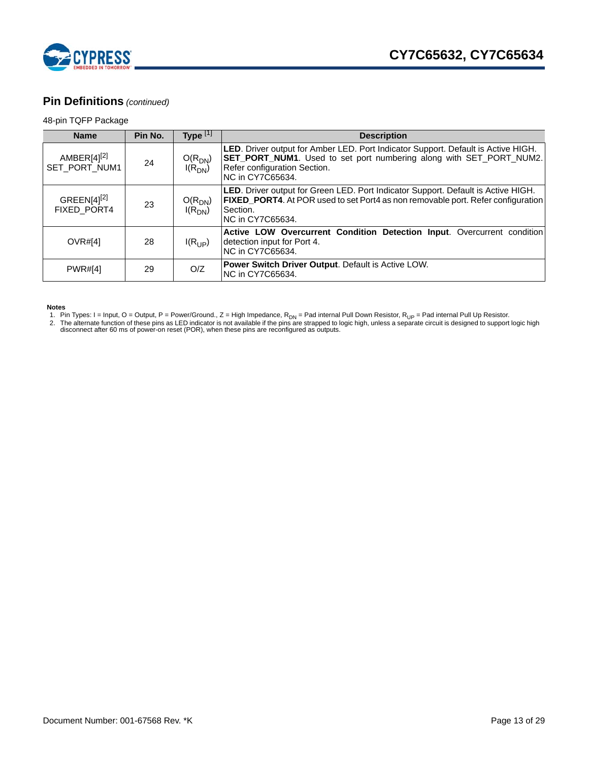## Pin Definitions *(continued)*

48-pin TQFP Package

| Name | Pin No. | Type [1] | Description |
|---|---|---|---|
| AMBER[4][2] SET_PORT_NUM1 | 24 | O($R_{DN}$) I($R_{DN}$) | **LED**. Driver output for Amber LED. Port Indicator Support. Default is Active HIGH. **SET_PORT_NUM1**. Used to set port numbering along with SET_PORT_NUM2. Refer configuration Section. NC in CY7C65634. |
| GREEN[4][2] FIXED_PORT4 | 23 | O($R_{DN}$) I($R_{DN}$) | **LED**. Driver output for Green LED. Port Indicator Support. Default is Active HIGH. **FIXED_PORT4**. At POR used to set Port4 as non removable port. Refer configuration Section. NC in CY7C65634. |
| OVR#[4] | 28 | I($R_{UP}$) | **Active LOW Overcurrent Condition Detection Input**. Overcurrent condition detection input for Port 4. NC in CY7C65634. |
| PWR#[4] | 29 | O/Z | **Power Switch Driver Output**. Default is Active LOW. NC in CY7C65634. |

**Notes**

1. Pin Types: I = Input, O = Output, P = Power/Ground., Z = High Impedance, $R_{DN}$ = Pad internal Pull Down Resistor, $R_{UP}$ = Pad internal Pull Up Resistor.
2. The alternate function of these pins as LED indicator is not available if the pins are strapped to logic high, unless a separate circuit is designed to support logic high disconnect after 60 ms of power-on reset (POR), when these pins are reconfigured as outputs.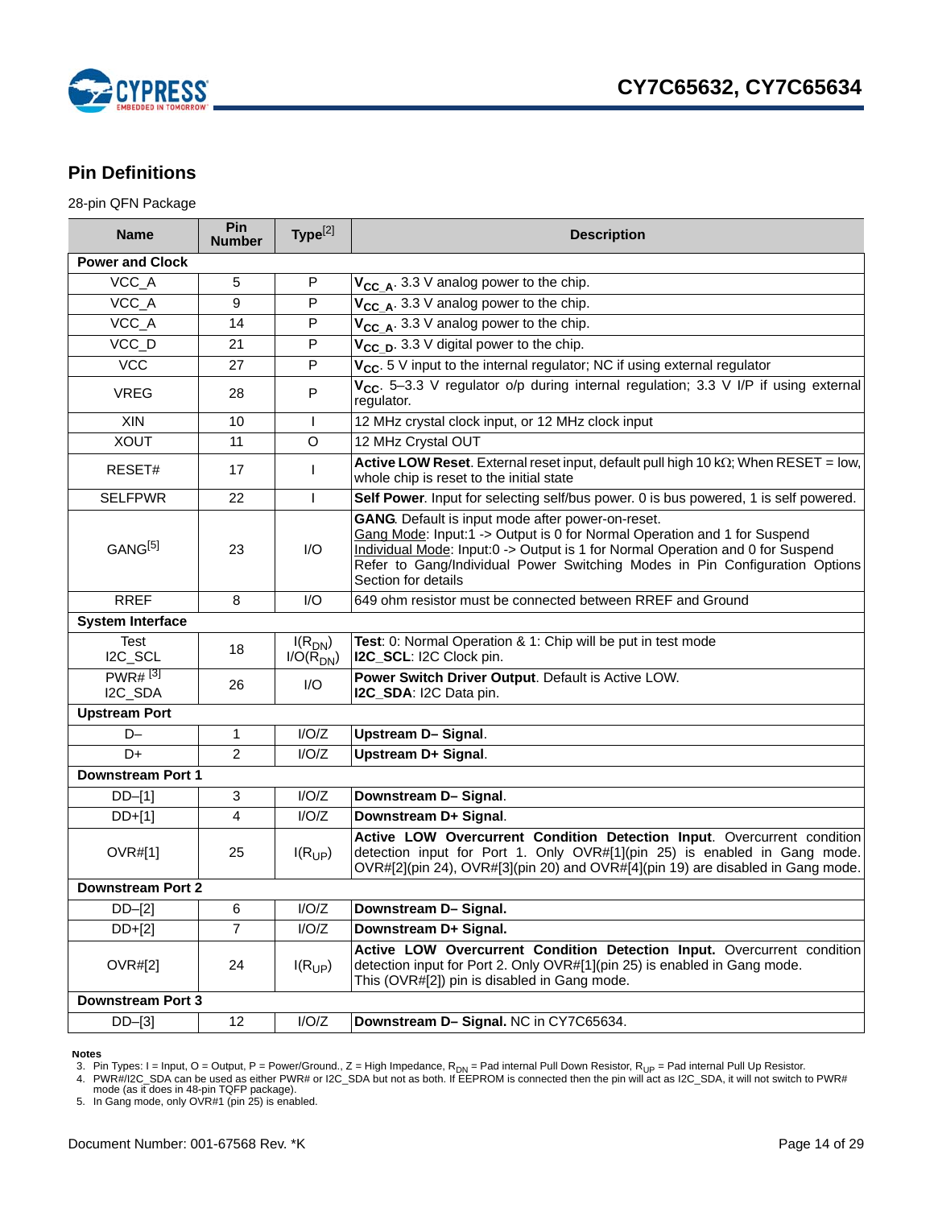## Pin Definitions

28-pin QFN Package

| Name | Pin Number | Type[2] | Description |
|---|---|---|---|
| **Power and Clock** | | | |
| VCC_A | 5 | P | **$V_{CC\_A}$**. 3.3 V analog power to the chip. |
| VCC_A | 9 | P | **$V_{CC\_A}$**. 3.3 V analog power to the chip. |
| VCC_A | 14 | P | **$V_{CC\_A}$**. 3.3 V analog power to the chip. |
| VCC_D | 21 | P | **$V_{CC\_D}$**. 3.3 V digital power to the chip. |
| VCC | 27 | P | **$V_{CC}$**. 5 V input to the internal regulator; NC if using external regulator |
| VREG | 28 | P | **$V_{CC}$**. 5–3.3 V regulator o/p during internal regulation; 3.3 V I/P if using external regulator. |
| XIN | 10 | I | 12 MHz crystal clock input, or 12 MHz clock input |
| XOUT | 11 | O | 12 MHz Crystal OUT |
| RESET# | 17 | I | **Active LOW Reset**. External reset input, default pull high 10 kΩ; When RESET = low, whole chip is reset to the initial state |
| SELFPWR | 22 | I | **Self Power**. Input for selecting self/bus power. 0 is bus powered, 1 is self powered. |
| GANG[5] | 23 | I/O | **GANG**. Default is input mode after power-on-reset.<br>Gang Mode: Input:1 -> Output is 0 for Normal Operation and 1 for Suspend<br>Individual Mode: Input:0 -> Output is 1 for Normal Operation and 0 for Suspend<br>Refer to Gang/Individual Power Switching Modes in Pin Configuration Options Section for details |
| RREF | 8 | I/O | 649 ohm resistor must be connected between RREF and Ground |
| **System Interface** | | | |
| Test<br>I2C_SCL | 18 | $I(R_{DN})$<br>$I/O(R_{DN})$ | **Test**: 0: Normal Operation & 1: Chip will be put in test mode<br>**I2C_SCL**: I2C Clock pin. |
| PWR# [3]<br>I2C_SDA | 26 | I/O | **Power Switch Driver Output**. Default is Active LOW.<br>**I2C_SDA**: I2C Data pin. |
| **Upstream Port** | | | |
| D– | 1 | I/O/Z | **Upstream D– Signal**. |
| D+ | 2 | I/O/Z | **Upstream D+ Signal**. |
| **Downstream Port 1** | | | |
| DD–[1] | 3 | I/O/Z | **Downstream D– Signal**. |
| DD+[1] | 4 | I/O/Z | **Downstream D+ Signal**. |
| OVR#[1] | 25 | $I(R_{UP})$ | **Active LOW Overcurrent Condition Detection Input**. Overcurrent condition detection input for Port 1. Only OVR#[1](pin 25) is enabled in Gang mode. OVR#[2](pin 24), OVR#[3](pin 20) and OVR#[4](pin 19) are disabled in Gang mode. |
| **Downstream Port 2** | | | |
| DD–[2] | 6 | I/O/Z | **Downstream D– Signal.** |
| DD+[2] | 7 | I/O/Z | **Downstream D+ Signal.** |
| OVR#[2] | 24 | $I(R_{UP})$ | **Active LOW Overcurrent Condition Detection Input.** Overcurrent condition detection input for Port 2. Only OVR#[1](pin 25) is enabled in Gang mode. This (OVR#[2]) pin is disabled in Gang mode. |
| **Downstream Port 3** | | | |
| DD–[3] | 12 | I/O/Z | **Downstream D– Signal.** NC in CY7C65634. |

**Notes**

3. Pin Types: I = Input, O = Output, P = Power/Ground., Z = High Impedance, $R_{DN}$ = Pad internal Pull Down Resistor, $R_{UP}$ = Pad internal Pull Up Resistor.
4. PWR#/I2C_SDA can be used as either PWR# or I2C_SDA but not as both. If EEPROM is connected then the pin will act as I2C_SDA, it will not switch to PWR# mode (as it does in 48-pin TQFP package).
5. In Gang mode, only OVR#1 (pin 25) is enabled.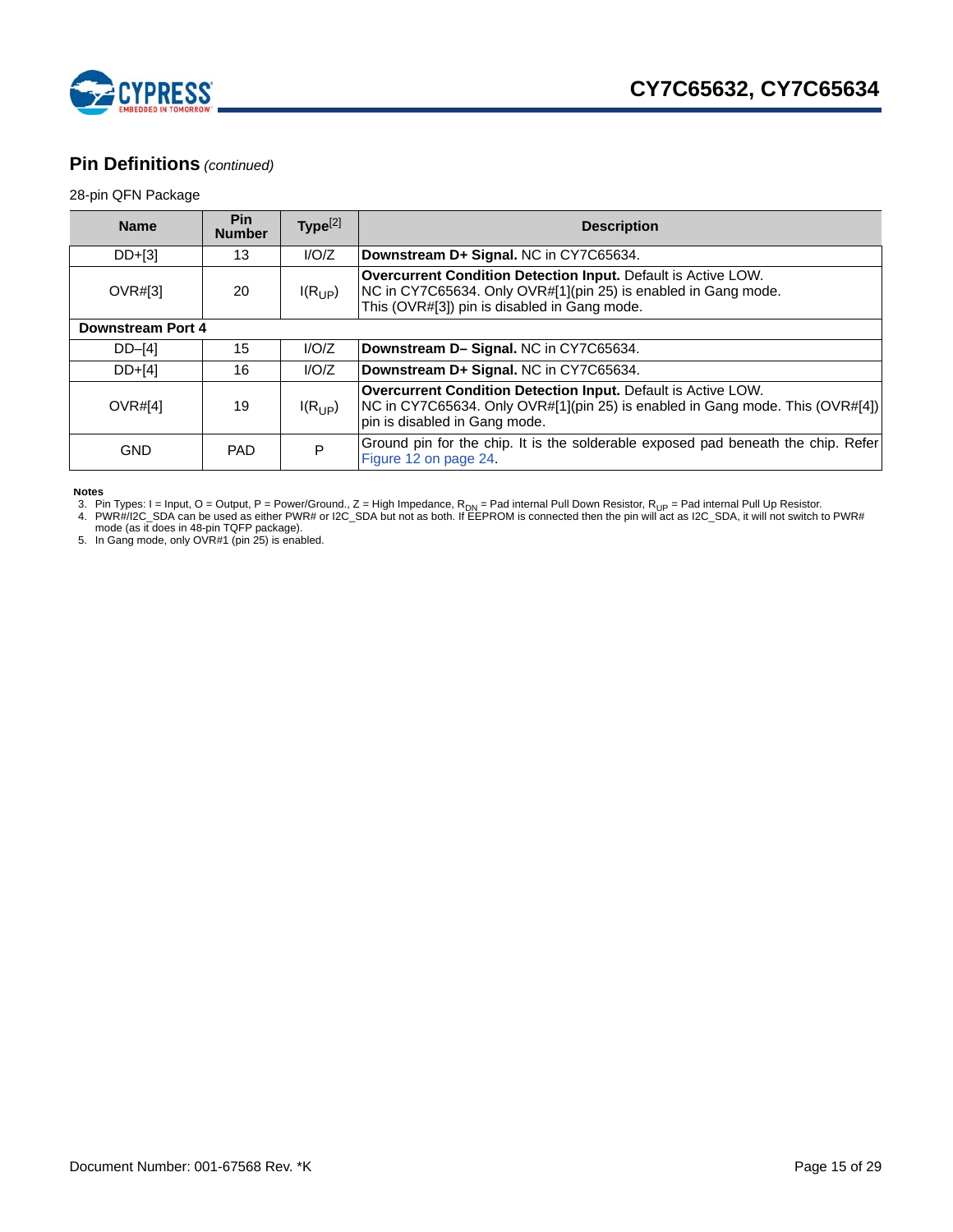## Pin Definitions *(continued)*

28-pin QFN Package

| Name | Pin Number | Type[2] | Description |
|---|---|---|---|
| DD+[3] | 13 | I/O/Z | **Downstream D+ Signal.** NC in CY7C65634. |
| OVR#[3] | 20 | I($R_{UP}$) | **Overcurrent Condition Detection Input.** Default is Active LOW. NC in CY7C65634. Only OVR#[1](pin 25) is enabled in Gang mode. This (OVR#[3]) pin is disabled in Gang mode. |
| **Downstream Port 4** | | | |
| DD–[4] | 15 | I/O/Z | **Downstream D– Signal.** NC in CY7C65634. |
| DD+[4] | 16 | I/O/Z | **Downstream D+ Signal.** NC in CY7C65634. |
| OVR#[4] | 19 | I($R_{UP}$) | **Overcurrent Condition Detection Input.** Default is Active LOW. NC in CY7C65634. Only OVR#[1](pin 25) is enabled in Gang mode. This (OVR#[4]) pin is disabled in Gang mode. |
| GND | PAD | P | Ground pin for the chip. It is the solderable exposed pad beneath the chip. Refer Figure 12 on page 24. |

**Notes**

3. Pin Types: I = Input, O = Output, P = Power/Ground., Z = High Impedance, $R_{DN}$ = Pad internal Pull Down Resistor, $R_{UP}$ = Pad internal Pull Up Resistor.
4. PWR#/I2C_SDA can be used as either PWR# or I2C_SDA but not as both. If EEPROM is connected then the pin will act as I2C_SDA, it will not switch to PWR# mode (as it does in 48-pin TQFP package).
5. In Gang mode, only OVR#1 (pin 25) is enabled.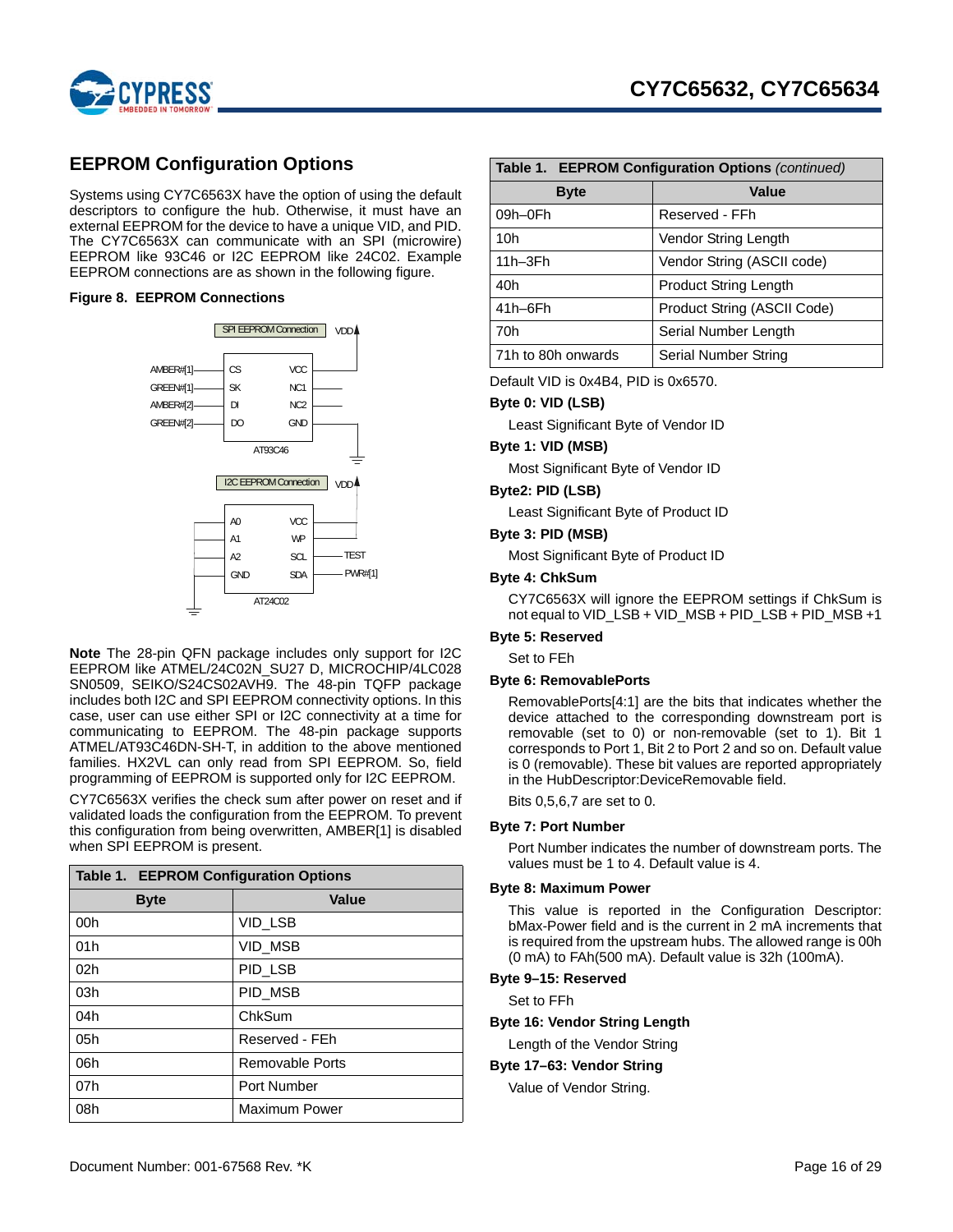## EEPROM Configuration Options

Systems using CY7C6563X have the option of using the default descriptors to configure the hub. Otherwise, it must have an external EEPROM for the device to have a unique VID, and PID. The CY7C6563X can communicate with an SPI (microwire) EEPROM like 93C46 or I2C EEPROM like 24C02. Example EEPROM connections are as shown in the following figure.

**Figure 8. EEPROM Connections**

SPI EEPROM Connection
VDD
AMBER#[1]
GREEN#[1]
AMBER#[2]
GREEN#[2]
CS
SK
DI
DO
VCC
NC1
NC2
GND
AT93C46

I2C EEPROM Connection
VDD
A0
A1
A2
GND
VCC
WP
SCL
SDA
TEST
PWR#[1]
AT24C02

**Note** The 28-pin QFN package includes only support for I2C EEPROM like ATMEL/24C02N_SU27 D, MICROCHIP/4LC028 SN0509, SEIKO/S24CS02AVH9. The 48-pin TQFP package includes both I2C and SPI EEPROM connectivity options. In this case, user can use either SPI or I2C connectivity at a time for communicating to EEPROM. The 48-pin package supports ATMEL/AT93C46DN-SH-T, in addition to the above mentioned families. HX2VL can only read from SPI EEPROM. So, field programming of EEPROM is supported only for I2C EEPROM.

CY7C6563X verifies the check sum after power on reset and if validated loads the configuration from the EEPROM. To prevent this configuration from being overwritten, AMBER[1] is disabled when SPI EEPROM is present.

**Table 1. EEPROM Configuration Options**

| Byte | Value |
|---|---|
| 00h | VID_LSB |
| 01h | VID_MSB |
| 02h | PID_LSB |
| 03h | PID_MSB |
| 04h | ChkSum |
| 05h | Reserved - FEh |
| 06h | Removable Ports |
| 07h | Port Number |
| 08h | Maximum Power |
| 09h–0Fh | Reserved - FFh |
| 10h | Vendor String Length |
| 11h–3Fh | Vendor String (ASCII code) |
| 40h | Product String Length |
| 41h–6Fh | Product String (ASCII Code) |
| 70h | Serial Number Length |
| 71h to 80h onwards | Serial Number String |

Default VID is 0x4B4, PID is 0x6570.

**Byte 0: VID (LSB)**

Least Significant Byte of Vendor ID

**Byte 1: VID (MSB)**

Most Significant Byte of Vendor ID

**Byte2: PID (LSB)**

Least Significant Byte of Product ID

**Byte 3: PID (MSB)**

Most Significant Byte of Product ID

**Byte 4: ChkSum**

CY7C6563X will ignore the EEPROM settings if ChkSum is not equal to VID_LSB + VID_MSB + PID_LSB + PID_MSB +1

**Byte 5: Reserved**

Set to FEh

**Byte 6: RemovablePorts**

RemovablePorts[4:1] are the bits that indicates whether the device attached to the corresponding downstream port is removable (set to 0) or non-removable (set to 1). Bit 1 corresponds to Port 1, Bit 2 to Port 2 and so on. Default value is 0 (removable). These bit values are reported appropriately in the HubDescriptor:DeviceRemovable field.

Bits 0,5,6,7 are set to 0.

**Byte 7: Port Number**

Port Number indicates the number of downstream ports. The values must be 1 to 4. Default value is 4.

**Byte 8: Maximum Power**

This value is reported in the Configuration Descriptor: bMax-Power field and is the current in 2 mA increments that is required from the upstream hubs. The allowed range is 00h (0 mA) to FAh(500 mA). Default value is 32h (100mA).

**Byte 9–15: Reserved**

Set to FFh

**Byte 16: Vendor String Length**

Length of the Vendor String

**Byte 17–63: Vendor String**

Value of Vendor String.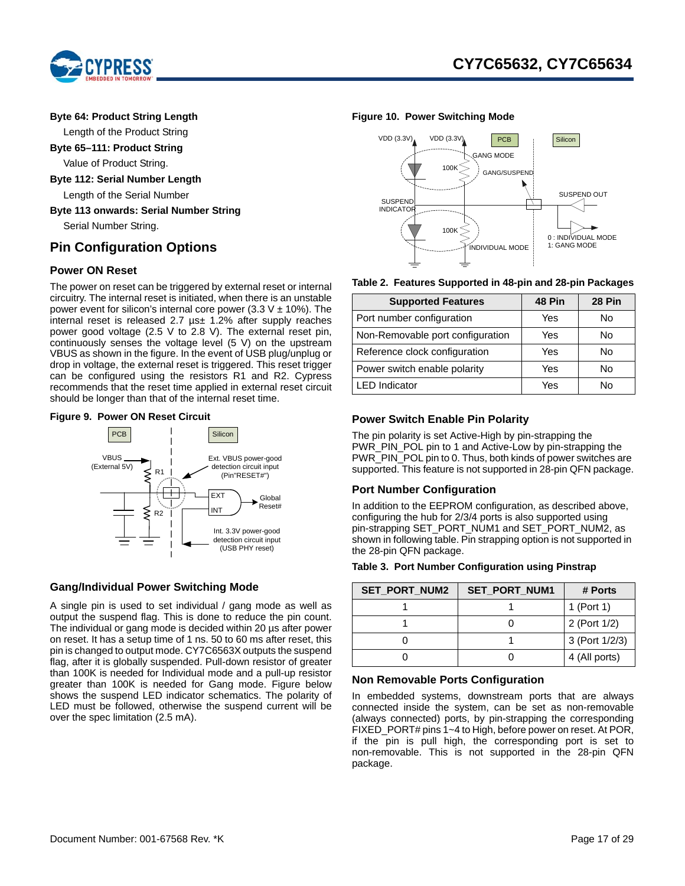**Byte 64: Product String Length**

Length of the Product String

**Byte 65–111: Product String**

Value of Product String.

**Byte 112: Serial Number Length**

Length of the Serial Number

**Byte 113 onwards: Serial Number String**

Serial Number String.

## Pin Configuration Options

### Power ON Reset

The power on reset can be triggered by external reset or internal circuitry. The internal reset is initiated, when there is an unstable power event for silicon's internal core power (3.3 V ± 10%). The internal reset is released 2.7 µs± 1.2% after supply reaches power good voltage (2.5 V to 2.8 V). The external reset pin, continuously senses the voltage level (5 V) on the upstream VBUS as shown in the figure. In the event of USB plug/unplug or drop in voltage, the external reset is triggered. This reset trigger can be configured using the resistors R1 and R2. Cypress recommends that the reset time applied in external reset circuit should be longer than that of the internal reset time.

**Figure 9. Power ON Reset Circuit**

PCB
Silicon
VBUS (External 5V)
R1
R2
Ext. VBUS power-good detection circuit input (Pin"RESET#")
EXT
INT
Global Reset#
Int. 3.3V power-good detection circuit input (USB PHY reset)

### Gang/Individual Power Switching Mode

A single pin is used to set individual / gang mode as well as output the suspend flag. This is done to reduce the pin count. The individual or gang mode is decided within 20 µs after power on reset. It has a setup time of 1 ns. 50 to 60 ms after reset, this pin is changed to output mode. CY7C6563X outputs the suspend flag, after it is globally suspended. Pull-down resistor of greater than 100K is needed for Individual mode and a pull-up resistor greater than 100K is needed for Gang mode. Figure below shows the suspend LED indicator schematics. The polarity of LED must be followed, otherwise the suspend current will be over the spec limitation (2.5 mA).

**Figure 10. Power Switching Mode**

VDD (3.3V)
VDD (3.3V)
PCB
Silicon
GANG MODE
100K
GANG/SUSPEND
SUSPEND INDICATOR
SUSPEND OUT
100K
INDIVIDUAL MODE
0 : INDIVIDUAL MODE
1: GANG MODE

**Table 2. Features Supported in 48-pin and 28-pin Packages**

| Supported Features | 48 Pin | 28 Pin |
|---|---|---|
| Port number configuration | Yes | No |
| Non-Removable port configuration | Yes | No |
| Reference clock configuration | Yes | No |
| Power switch enable polarity | Yes | No |
| LED Indicator | Yes | No |

### Power Switch Enable Pin Polarity

The pin polarity is set Active-High by pin-strapping the PWR_PIN_POL pin to 1 and Active-Low by pin-strapping the PWR_PIN_POL pin to 0. Thus, both kinds of power switches are supported. This feature is not supported in 28-pin QFN package.

### Port Number Configuration

In addition to the EEPROM configuration, as described above, configuring the hub for 2/3/4 ports is also supported using pin-strapping SET_PORT_NUM1 and SET_PORT_NUM2, as shown in following table. Pin strapping option is not supported in the 28-pin QFN package.

**Table 3. Port Number Configuration using Pinstrap**

| SET_PORT_NUM2 | SET_PORT_NUM1 | # Ports |
|---|---|---|
| 1 | 1 | 1 (Port 1) |
| 1 | 0 | 2 (Port 1/2) |
| 0 | 1 | 3 (Port 1/2/3) |
| 0 | 0 | 4 (All ports) |

### Non Removable Ports Configuration

In embedded systems, downstream ports that are always connected inside the system, can be set as non-removable (always connected) ports, by pin-strapping the corresponding FIXED_PORT# pins 1~4 to High, before power on reset. At POR, if the pin is pull high, the corresponding port is set to non-removable. This is not supported in the 28-pin QFN package.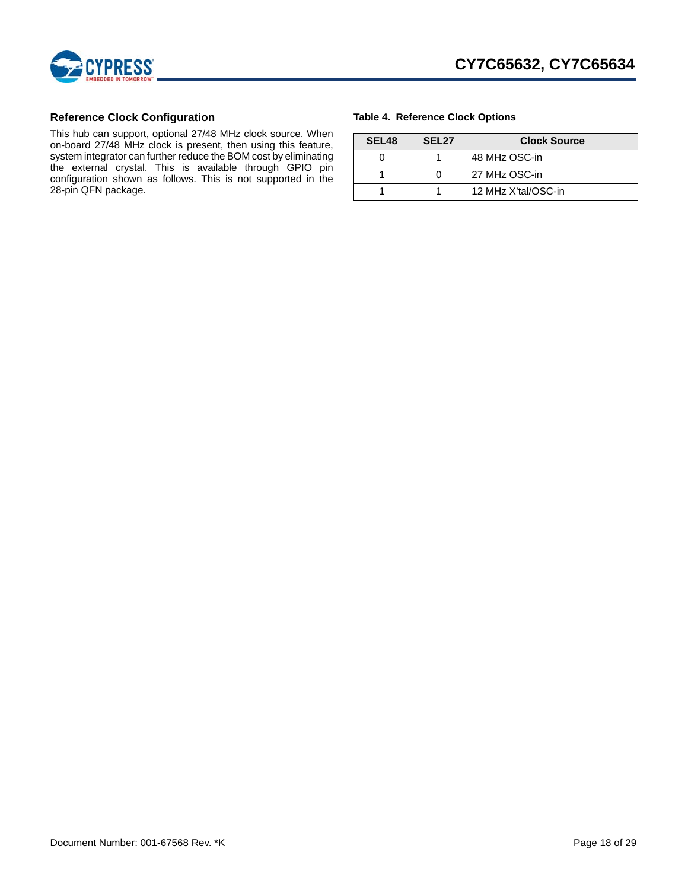### Reference Clock Configuration

This hub can support, optional 27/48 MHz clock source. When on-board 27/48 MHz clock is present, then using this feature, system integrator can further reduce the BOM cost by eliminating the external crystal. This is available through GPIO pin configuration shown as follows. This is not supported in the 28-pin QFN package.

**Table 4. Reference Clock Options**

| SEL48 | SEL27 | Clock Source |
|---|---|---|
| 0 | 1 | 48 MHz OSC-in |
| 1 | 0 | 27 MHz OSC-in |
| 1 | 1 | 12 MHz X'tal/OSC-in |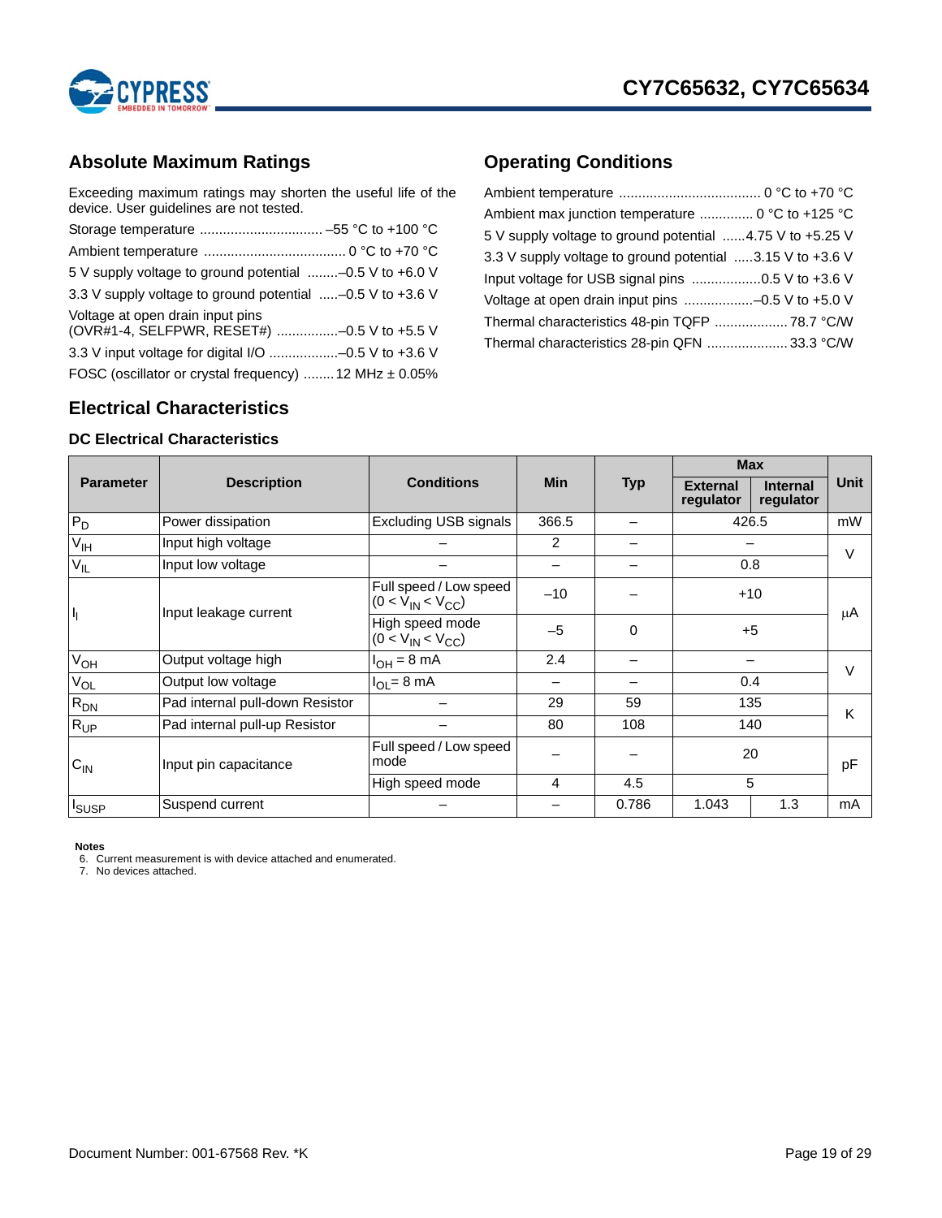## Absolute Maximum Ratings

Exceeding maximum ratings may shorten the useful life of the device. User guidelines are not tested.

Storage temperature ................................ –55 °C to +100 °C

Ambient temperature ..................................... 0 °C to +70 °C

5 V supply voltage to ground potential ........–0.5 V to +6.0 V

3.3 V supply voltage to ground potential .....–0.5 V to +3.6 V

Voltage at open drain input pins
(OVR#1-4, SELFPWR, RESET#) ................–0.5 V to +5.5 V

3.3 V input voltage for digital I/O ..................–0.5 V to +3.6 V

FOSC (oscillator or crystal frequency) ........ 12 MHz ± 0.05%

## Operating Conditions

Ambient temperature ..................................... 0 °C to +70 °C

Ambient max junction temperature ............. 0 °C to +125 °C

5 V supply voltage to ground potential ......4.75 V to +5.25 V

3.3 V supply voltage to ground potential .....3.15 V to +3.6 V

Input voltage for USB signal pins ..................0.5 V to +3.6 V

Voltage at open drain input pins ..................–0.5 V to +5.0 V

Thermal characteristics 48-pin TQFP ................... 78.7 °C/W

Thermal characteristics 28-pin QFN ..................... 33.3 °C/W

## Electrical Characteristics

### DC Electrical Characteristics

| Parameter | Description | Conditions | Min | Typ | Max | | Unit |
|---|---|---|---|---|---|---|---|
| | | | | | External regulator | Internal regulator | |
| $P_D$ | Power dissipation | Excluding USB signals | 366.5 | – | 426.5 | | mW |
| $V_{IH}$ | Input high voltage | – | 2 | – | – | | V |
| $V_{IL}$ | Input low voltage | – | – | – | 0.8 | | V |
| $I_I$ | Input leakage current | Full speed / Low speed ($0 < V_{IN} < V_{CC}$) | –10 | – | +10 | | µA |
| | | High speed mode ($0 < V_{IN} < V_{CC}$) | –5 | 0 | +5 | | µA |
| $V_{OH}$ | Output voltage high | $I_{OH}$ = 8 mA | 2.4 | – | – | | V |
| $V_{OL}$ | Output low voltage | $I_{OL}$ = 8 mA | – | – | 0.4 | | V |
| $R_{DN}$ | Pad internal pull-down Resistor | – | 29 | 59 | 135 | | K |
| $R_{UP}$ | Pad internal pull-up Resistor | – | 80 | 108 | 140 | | K |
| $C_{IN}$ | Input pin capacitance | Full speed / Low speed mode | – | – | 20 | | pF |
| | | High speed mode | 4 | 4.5 | 5 | | pF |
| $I_{SUSP}$ | Suspend current | – | – | 0.786 | 1.043 | 1.3 | mA |

**Notes**

6. Current measurement is with device attached and enumerated.
7. No devices attached.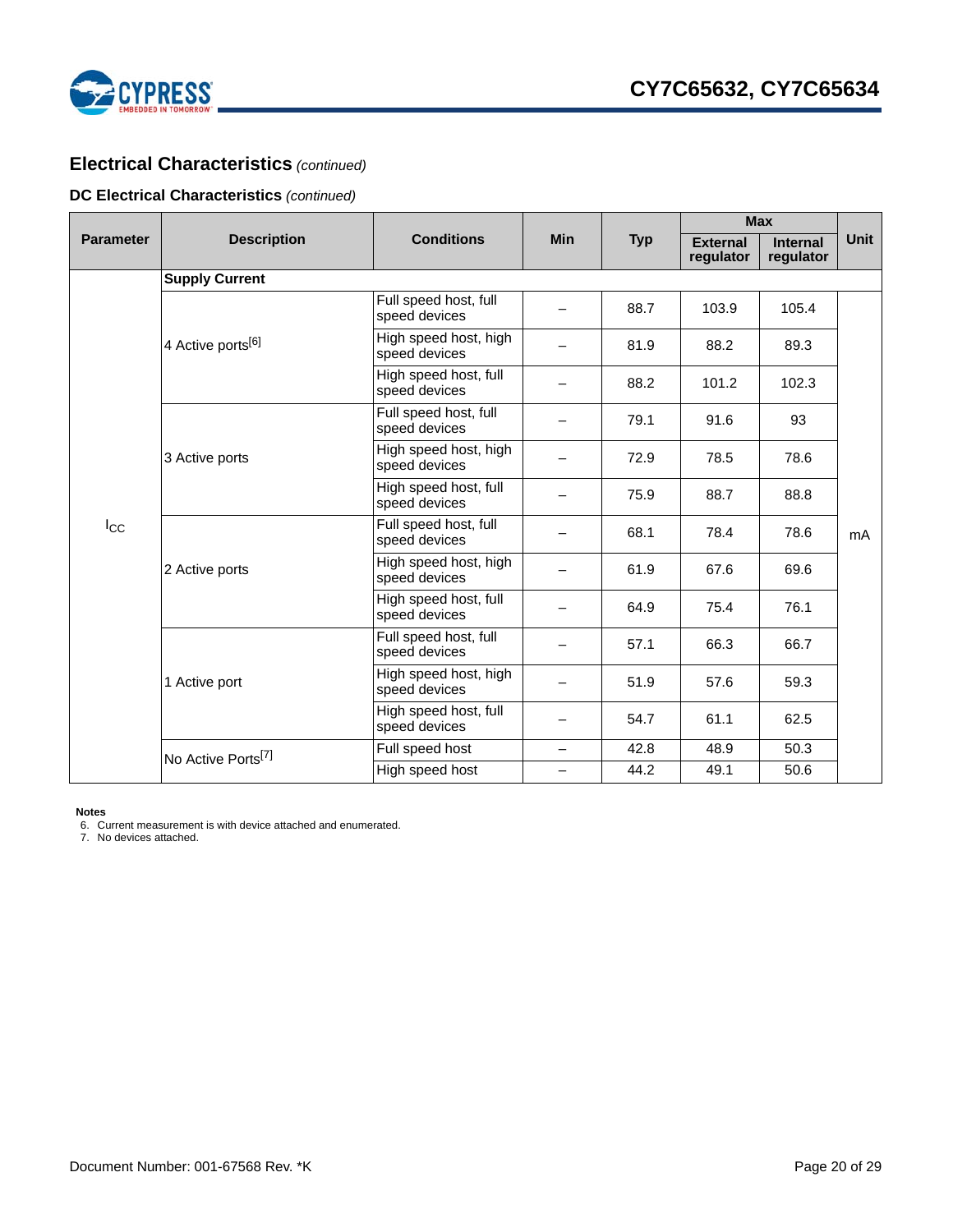## Electrical Characteristics *(continued)*

### DC Electrical Characteristics *(continued)*

| Parameter | Description | Conditions | Min | Typ | Max | | Unit |
|---|---|---|---|---|---|---|---|
| | | | | | External regulator | Internal regulator | |
| | **Supply Current** | | | | | | |
| $I_{CC}$ | 4 Active ports[6] | Full speed host, full speed devices | – | 88.7 | 103.9 | 105.4 | mA |
| | | High speed host, high speed devices | – | 81.9 | 88.2 | 89.3 | |
| | | High speed host, full speed devices | – | 88.2 | 101.2 | 102.3 | |
| | 3 Active ports | Full speed host, full speed devices | – | 79.1 | 91.6 | 93 | |
| | | High speed host, high speed devices | – | 72.9 | 78.5 | 78.6 | |
| | | High speed host, full speed devices | – | 75.9 | 88.7 | 88.8 | |
| | 2 Active ports | Full speed host, full speed devices | – | 68.1 | 78.4 | 78.6 | |
| | | High speed host, high speed devices | – | 61.9 | 67.6 | 69.6 | |
| | | High speed host, full speed devices | – | 64.9 | 75.4 | 76.1 | |
| | 1 Active port | Full speed host, full speed devices | – | 57.1 | 66.3 | 66.7 | |
| | | High speed host, high speed devices | – | 51.9 | 57.6 | 59.3 | |
| | | High speed host, full speed devices | – | 54.7 | 61.1 | 62.5 | |
| | No Active Ports[7] | Full speed host | – | 42.8 | 48.9 | 50.3 | |
| | | High speed host | – | 44.2 | 49.1 | 50.6 | |

**Notes**

6. Current measurement is with device attached and enumerated.
7. No devices attached.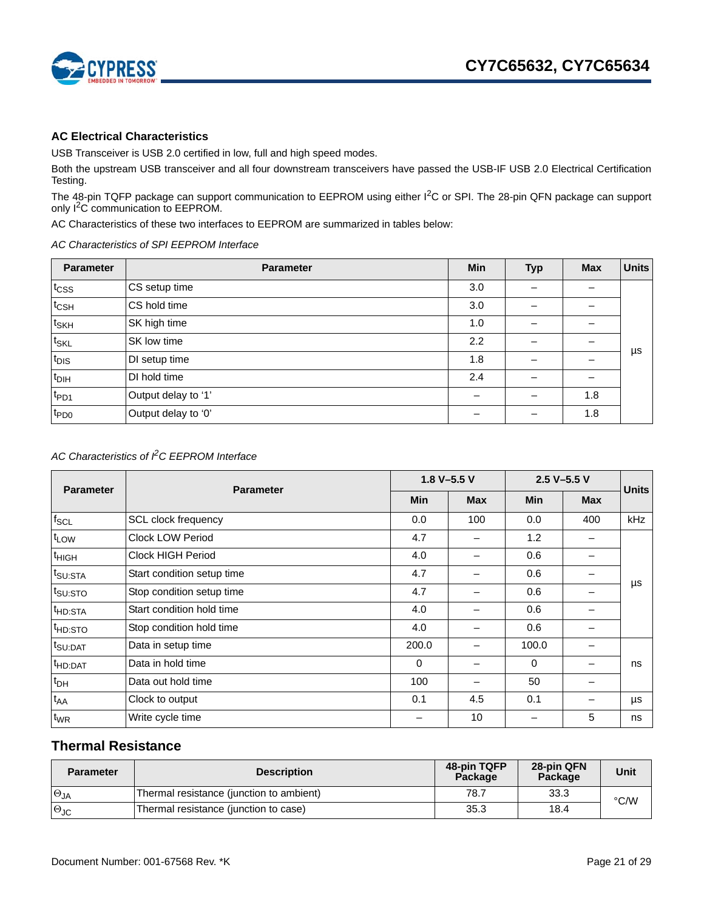## AC Electrical Characteristics

USB Transceiver is USB 2.0 certified in low, full and high speed modes.

Both the upstream USB transceiver and all four downstream transceivers have passed the USB-IF USB 2.0 Electrical Certification Testing.

The 48-pin TQFP package can support communication to EEPROM using either $I^2C$ or SPI. The 28-pin QFN package can support only $I^2C$ communication to EEPROM.

AC Characteristics of these two interfaces to EEPROM are summarized in tables below:

*AC Characteristics of SPI EEPROM Interface*

| Parameter | Parameter | Min | Typ | Max | Units |
|---|---|---|---|---|---|
| $t_{CSS}$ | CS setup time | 3.0 | – | – | µs |
| $t_{CSH}$ | CS hold time | 3.0 | – | – | µs |
| $t_{SKH}$ | SK high time | 1.0 | – | – | µs |
| $t_{SKL}$ | SK low time | 2.2 | – | – | µs |
| $t_{DIS}$ | DI setup time | 1.8 | – | – | µs |
| $t_{DIH}$ | DI hold time | 2.4 | – | – | µs |
| $t_{PD1}$ | Output delay to '1' | – | – | 1.8 | µs |
| $t_{PD0}$ | Output delay to '0' | – | – | 1.8 | µs |

*AC Characteristics of $I^2C$ EEPROM Interface*

| Parameter | Parameter | 1.8 V–5.5 V | | 2.5 V–5.5 V | | Units |
|---|---|---|---|---|---|---|
| | | Min | Max | Min | Max | |
| $f_{SCL}$ | SCL clock frequency | 0.0 | 100 | 0.0 | 400 | kHz |
| $t_{LOW}$ | Clock LOW Period | 4.7 | – | 1.2 | – | µs |
| $t_{HIGH}$ | Clock HIGH Period | 4.0 | – | 0.6 | – | µs |
| $t_{SU:STA}$ | Start condition setup time | 4.7 | – | 0.6 | – | µs |
| $t_{SU:STO}$ | Stop condition setup time | 4.7 | – | 0.6 | – | µs |
| $t_{HD:STA}$ | Start condition hold time | 4.0 | – | 0.6 | – | µs |
| $t_{HD:STO}$ | Stop condition hold time | 4.0 | – | 0.6 | – | µs |
| $t_{SU:DAT}$ | Data in setup time | 200.0 | – | 100.0 | – | ns |
| $t_{HD:DAT}$ | Data in hold time | 0 | – | 0 | – | ns |
| $t_{DH}$ | Data out hold time | 100 | – | 50 | – | ns |
| $t_{AA}$ | Clock to output | 0.1 | 4.5 | 0.1 | – | µs |
| $t_{WR}$ | Write cycle time | – | 10 | – | 5 | ns |

## Thermal Resistance

| Parameter | Description | 48-pin TQFP Package | 28-pin QFN Package | Unit |
|---|---|---|---|---|
| $\Theta_{JA}$ | Thermal resistance (junction to ambient) | 78.7 | 33.3 | °C/W |
| $\Theta_{JC}$ | Thermal resistance (junction to case) | 35.3 | 18.4 | °C/W |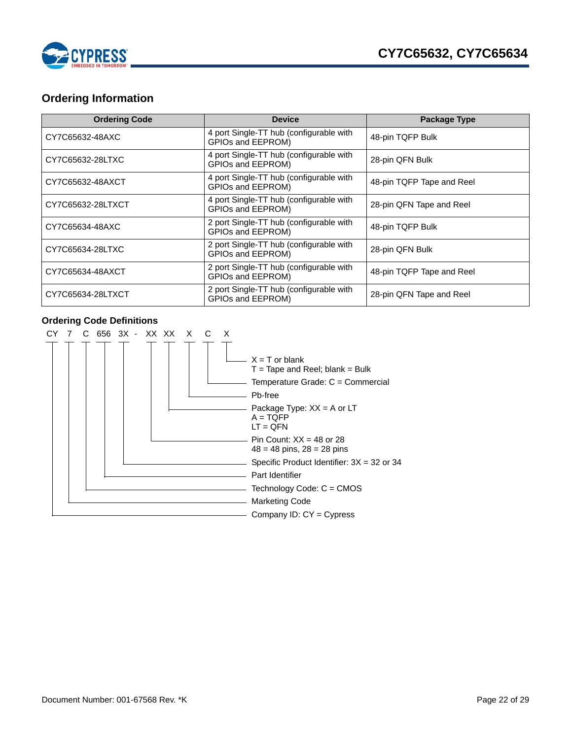## Ordering Information

| Ordering Code | Device | Package Type |
|---|---|---|
| CY7C65632-48AXC | 4 port Single-TT hub (configurable with GPIOs and EEPROM) | 48-pin TQFP Bulk |
| CY7C65632-28LTXC | 4 port Single-TT hub (configurable with GPIOs and EEPROM) | 28-pin QFN Bulk |
| CY7C65632-48AXCT | 4 port Single-TT hub (configurable with GPIOs and EEPROM) | 48-pin TQFP Tape and Reel |
| CY7C65632-28LTXCT | 4 port Single-TT hub (configurable with GPIOs and EEPROM) | 28-pin QFN Tape and Reel |
| CY7C65634-48AXC | 2 port Single-TT hub (configurable with GPIOs and EEPROM) | 48-pin TQFP Bulk |
| CY7C65634-28LTXC | 2 port Single-TT hub (configurable with GPIOs and EEPROM) | 28-pin QFN Bulk |
| CY7C65634-48AXCT | 2 port Single-TT hub (configurable with GPIOs and EEPROM) | 48-pin TQFP Tape and Reel |
| CY7C65634-28LTXCT | 2 port Single-TT hub (configurable with GPIOs and EEPROM) | 28-pin QFN Tape and Reel |

### Ordering Code Definitions

CY 7 C 656 3X - XX XX X C X

- X = T or blank
  T = Tape and Reel; blank = Bulk
- Temperature Grade: C = Commercial
- Pb-free
- Package Type: XX = A or LT
  A = TQFP
  LT = QFN
- Pin Count: XX = 48 or 28
  48 = 48 pins, 28 = 28 pins
- Specific Product Identifier: 3X = 32 or 34
- Part Identifier
- Technology Code: C = CMOS
- Marketing Code
- Company ID: CY = Cypress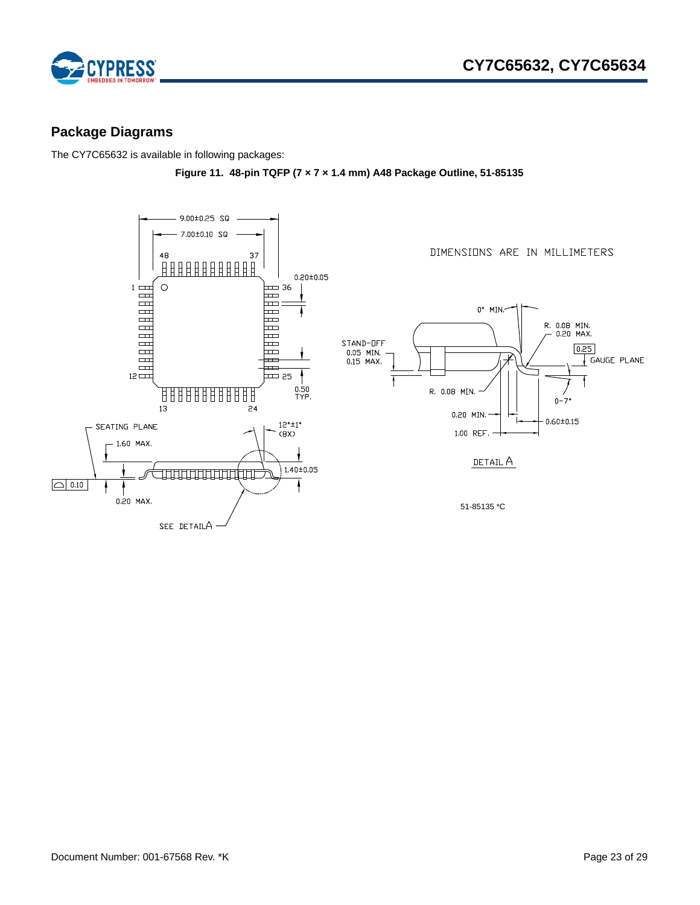## Package Diagrams

The CY7C65632 is available in following packages:

**Figure 11. 48-pin TQFP (7 × 7 × 1.4 mm) A48 Package Outline, 51-85135**

9.00±0.25 SQ

7.00±0.10 SQ

48

37

1

36

12

25

13

24

0.20±0.05

0.50 TYP.

DIMENSIONS ARE IN MILLIMETERS

SEATING PLANE

1.60 MAX.

12°±1° (8X)

1.40±0.05

0.10

0.20 MAX.

SEE DETAIL A

0° MIN.

R. 0.08 MIN. 0.20 MAX.

STAND-OFF 0.05 MIN. 0.15 MAX.

0.25

GAUGE PLANE

R. 0.08 MIN.

0-7°

0.20 MIN.

0.60±0.15

1.00 REF.

DETAIL A

51-85135 *C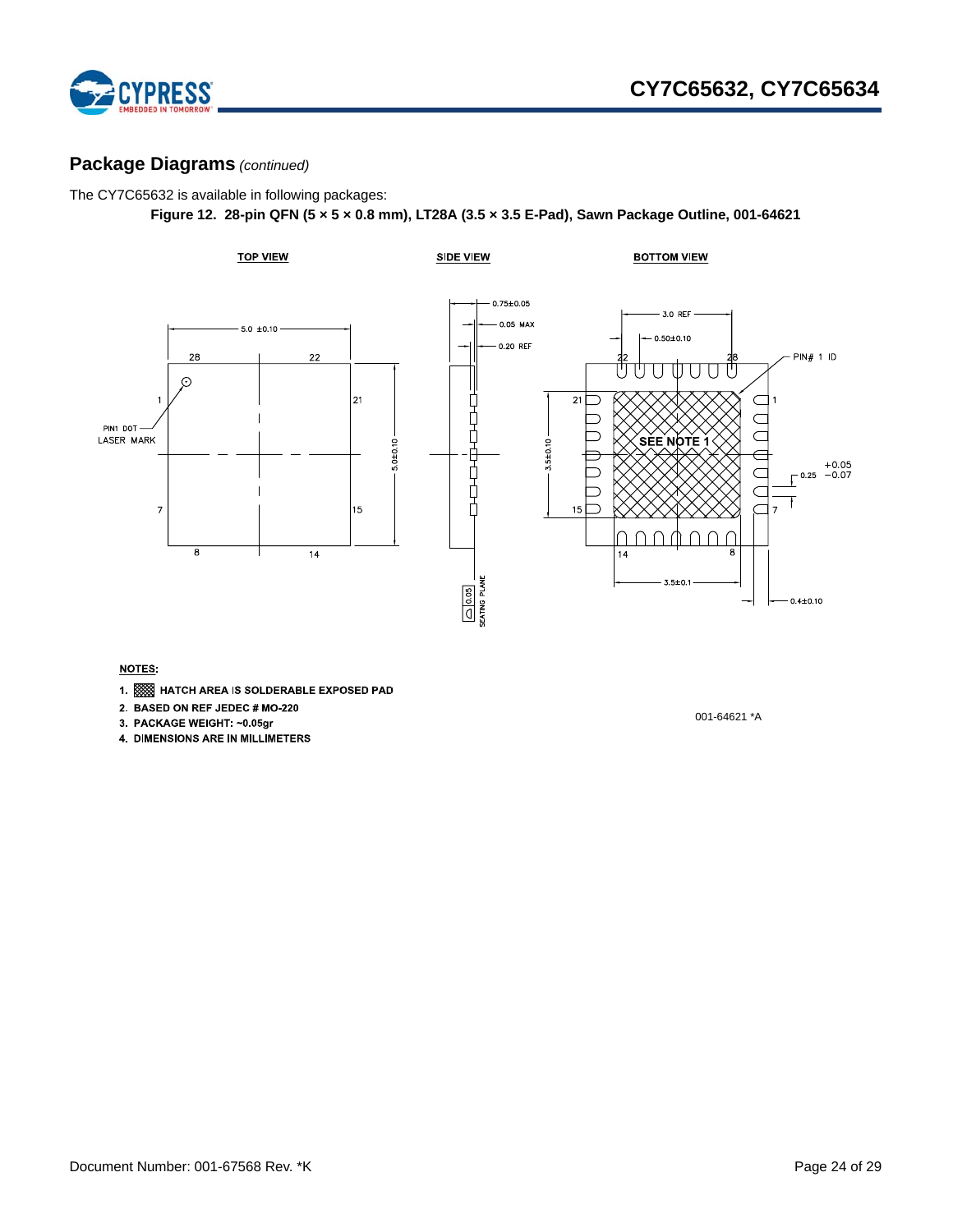## Package Diagrams *(continued)*

The CY7C65632 is available in following packages:

**Figure 12. 28-pin QFN (5 × 5 × 0.8 mm), LT28A (3.5 × 3.5 E-Pad), Sawn Package Outline, 001-64621**

TOP VIEW

SIDE VIEW

BOTTOM VIEW

5.0 ±0.10

28

22

1

21

PIN1 DOT
LASER MARK

5.0±0.10

7

15

8

14

0.75±0.05

0.05 MAX

0.20 REF

0.05

SEATING PLANE

3.0 REF

0.50±0.10

22

28

PIN# 1 ID

21

1

SEE NOTE 1

3.5±0.10

+0.05
0.25 −0.07

15

7

14

8

3.5±0.1

0.4±0.10

NOTES:

1. HATCH AREA IS SOLDERABLE EXPOSED PAD
2. BASED ON REF JEDEC # MO-220
3. PACKAGE WEIGHT: ~0.05gr
4. DIMENSIONS ARE IN MILLIMETERS

001-64621 *A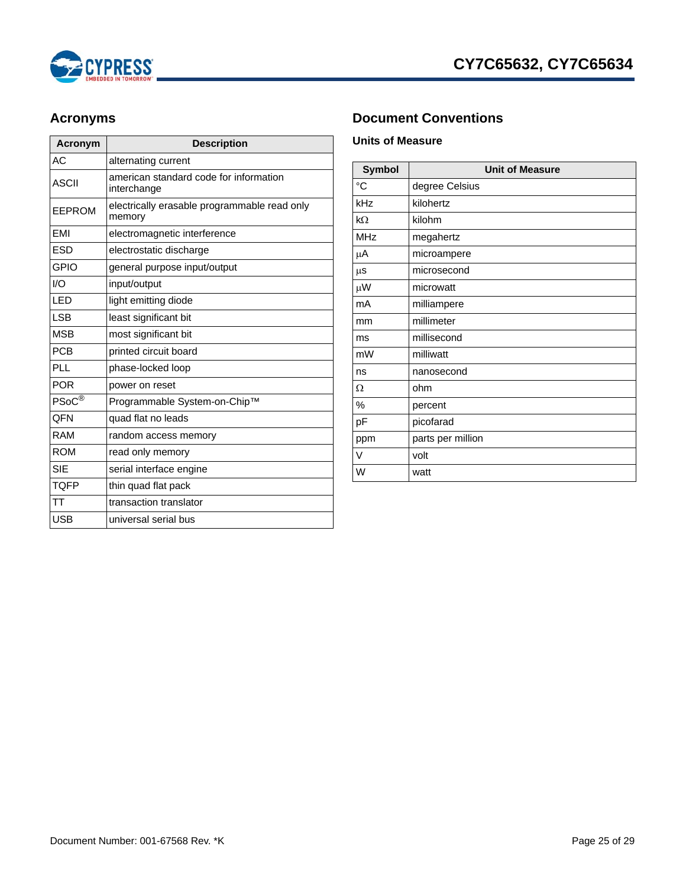## Acronyms

| Acronym | Description |
|---|---|
| AC | alternating current |
| ASCII | american standard code for information interchange |
| EEPROM | electrically erasable programmable read only memory |
| EMI | electromagnetic interference |
| ESD | electrostatic discharge |
| GPIO | general purpose input/output |
| I/O | input/output |
| LED | light emitting diode |
| LSB | least significant bit |
| MSB | most significant bit |
| PCB | printed circuit board |
| PLL | phase-locked loop |
| POR | power on reset |
| PSoC® | Programmable System-on-Chip™ |
| QFN | quad flat no leads |
| RAM | random access memory |
| ROM | read only memory |
| SIE | serial interface engine |
| TQFP | thin quad flat pack |
| TT | transaction translator |
| USB | universal serial bus |

## Document Conventions

### Units of Measure

| Symbol | Unit of Measure |
|---|---|
| °C | degree Celsius |
| kHz | kilohertz |
| kΩ | kilohm |
| MHz | megahertz |
| µA | microampere |
| µs | microsecond |
| µW | microwatt |
| mA | milliampere |
| mm | millimeter |
| ms | millisecond |
| mW | milliwatt |
| ns | nanosecond |
| Ω | ohm |
| % | percent |
| pF | picofarad |
| ppm | parts per million |
| V | volt |
| W | watt |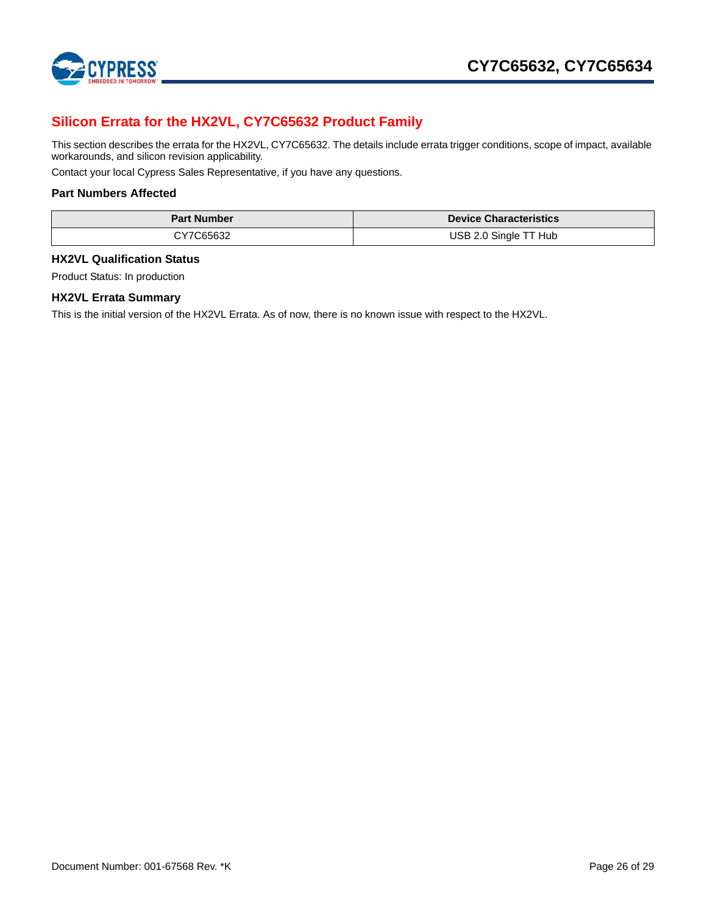## Silicon Errata for the HX2VL, CY7C65632 Product Family

This section describes the errata for the HX2VL, CY7C65632. The details include errata trigger conditions, scope of impact, available workarounds, and silicon revision applicability.

Contact your local Cypress Sales Representative, if you have any questions.

### Part Numbers Affected

| Part Number | Device Characteristics |
|---|---|
| CY7C65632 | USB 2.0 Single TT Hub |

### HX2VL Qualification Status

Product Status: In production

### HX2VL Errata Summary

This is the initial version of the HX2VL Errata. As of now, there is no known issue with respect to the HX2VL.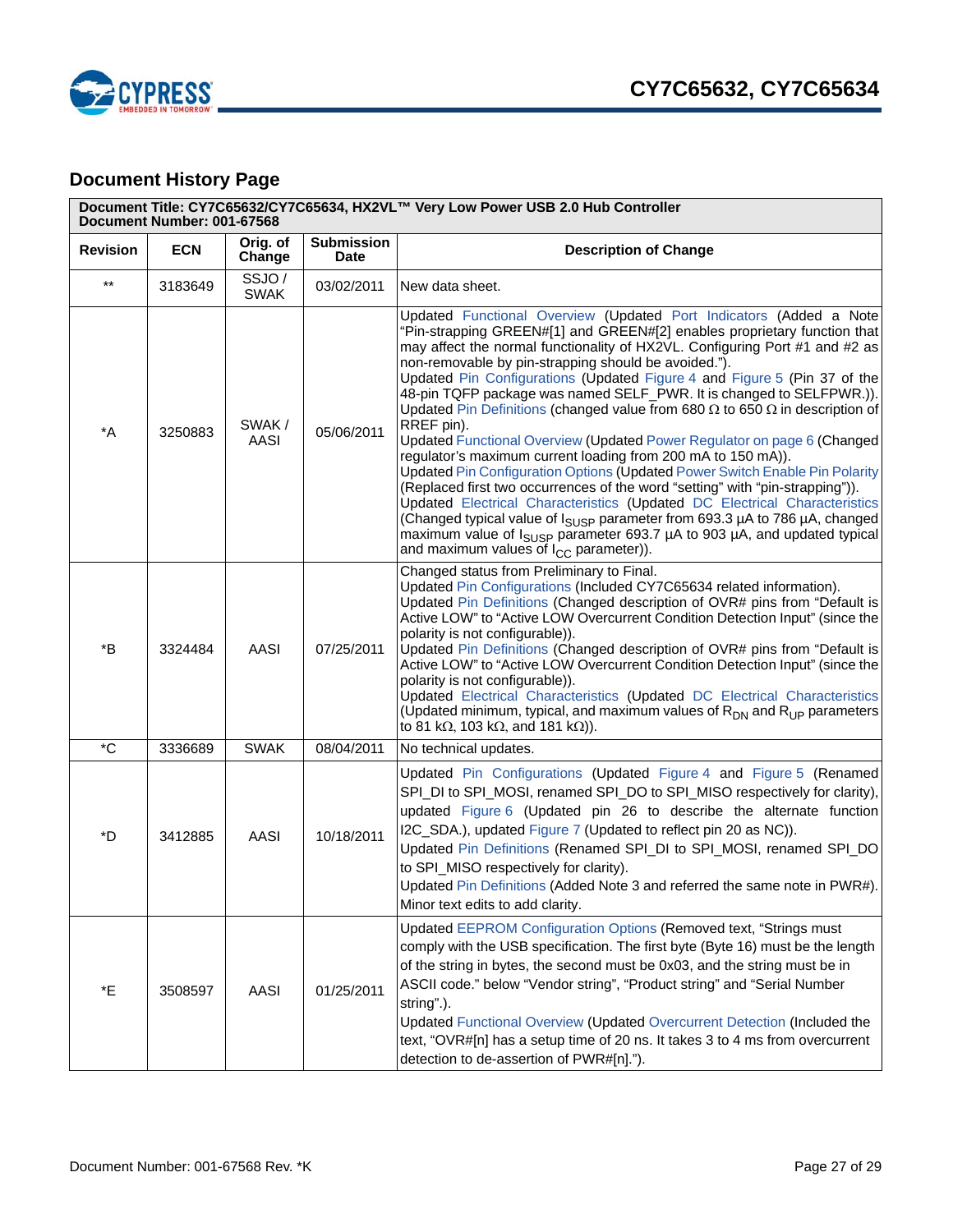## Document History Page

| Document Title: CY7C65632/CY7C65634, HX2VL™ Very Low Power USB 2.0 Hub Controller<br>Document Number: 001-67568 | | | | |
|---|---|---|---|---|
| **Revision** | **ECN** | **Orig. of Change** | **Submission Date** | **Description of Change** |
| ** | 3183649 | SSJO / SWAK | 03/02/2011 | New data sheet. |
| *A | 3250883 | SWAK / AASI | 05/06/2011 | Updated Functional Overview (Updated Port Indicators (Added a Note "Pin-strapping GREEN#[1] and GREEN#[2] enables proprietary function that may affect the normal functionality of HX2VL. Configuring Port #1 and #2 as non-removable by pin-strapping should be avoided.").<br>Updated Pin Configurations (Updated Figure 4 and Figure 5 (Pin 37 of the 48-pin TQFP package was named SELF_PWR. It is changed to SELFPWR.)).<br>Updated Pin Definitions (changed value from 680 Ω to 650 Ω in description of RREF pin).<br>Updated Functional Overview (Updated Power Regulator on page 6 (Changed regulator's maximum current loading from 200 mA to 150 mA)).<br>Updated Pin Configuration Options (Updated Power Switch Enable Pin Polarity (Replaced first two occurrences of the word "setting" with "pin-strapping")).<br>Updated Electrical Characteristics (Updated DC Electrical Characteristics (Changed typical value of $I_{SUSP}$ parameter from 693.3 µA to 786 µA, changed maximum value of $I_{SUSP}$ parameter 693.7 µA to 903 µA, and updated typical and maximum values of $I_{CC}$ parameter)). |
| *B | 3324484 | AASI | 07/25/2011 | Changed status from Preliminary to Final.<br>Updated Pin Configurations (Included CY7C65634 related information).<br>Updated Pin Definitions (Changed description of OVR# pins from "Default is Active LOW" to "Active LOW Overcurrent Condition Detection Input" (since the polarity is not configurable)).<br>Updated Pin Definitions (Changed description of OVR# pins from "Default is Active LOW" to "Active LOW Overcurrent Condition Detection Input" (since the polarity is not configurable)).<br>Updated Electrical Characteristics (Updated DC Electrical Characteristics (Updated minimum, typical, and maximum values of $R_{DN}$ and $R_{UP}$ parameters to 81 kΩ, 103 kΩ, and 181 kΩ)). |
| *C | 3336689 | SWAK | 08/04/2011 | No technical updates. |
| *D | 3412885 | AASI | 10/18/2011 | Updated Pin Configurations (Updated Figure 4 and Figure 5 (Renamed SPI_DI to SPI_MOSI, renamed SPI_DO to SPI_MISO respectively for clarity), updated Figure 6 (Updated pin 26 to describe the alternate function I2C_SDA.), updated Figure 7 (Updated to reflect pin 20 as NC)).<br>Updated Pin Definitions (Renamed SPI_DI to SPI_MOSI, renamed SPI_DO to SPI_MISO respectively for clarity).<br>Updated Pin Definitions (Added Note 3 and referred the same note in PWR#).<br>Minor text edits to add clarity. |
| *E | 3508597 | AASI | 01/25/2011 | Updated EEPROM Configuration Options (Removed text, "Strings must comply with the USB specification. The first byte (Byte 16) must be the length of the string in bytes, the second must be 0x03, and the string must be in ASCII code." below "Vendor string", "Product string" and "Serial Number string".).<br>Updated Functional Overview (Updated Overcurrent Detection (Included the text, "OVR#[n] has a setup time of 20 ns. It takes 3 to 4 ms from overcurrent detection to de-assertion of PWR#[n]."). |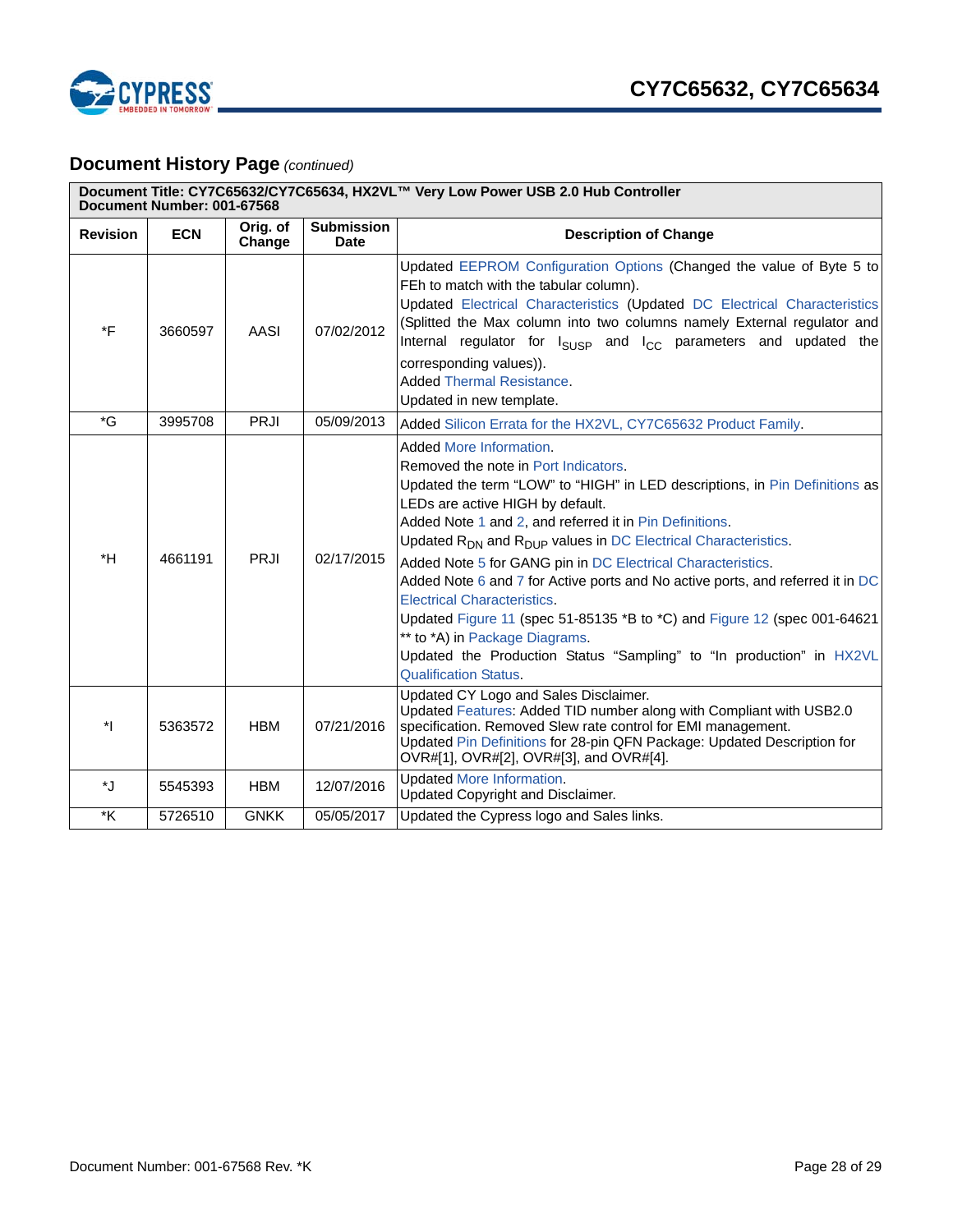## Document History Page *(continued)*

| Document Title: CY7C65632/CY7C65634, HX2VL™ Very Low Power USB 2.0 Hub Controller<br>Document Number: 001-67568 | | | | |
|---|---|---|---|---|
| **Revision** | **ECN** | **Orig. of Change** | **Submission Date** | **Description of Change** |
| *F | 3660597 | AASI | 07/02/2012 | Updated EEPROM Configuration Options (Changed the value of Byte 5 to FEh to match with the tabular column).<br>Updated Electrical Characteristics (Updated DC Electrical Characteristics (Splitted the Max column into two columns namely External regulator and Internal regulator for $I_{SUSP}$ and $I_{CC}$ parameters and updated the corresponding values)).<br>Added Thermal Resistance.<br>Updated in new template. |
| *G | 3995708 | PRJI | 05/09/2013 | Added Silicon Errata for the HX2VL, CY7C65632 Product Family. |
| *H | 4661191 | PRJI | 02/17/2015 | Added More Information.<br>Removed the note in Port Indicators.<br>Updated the term "LOW" to "HIGH" in LED descriptions, in Pin Definitions as LEDs are active HIGH by default.<br>Added Note 1 and 2, and referred it in Pin Definitions.<br>Updated $R_{DN}$ and $R_{DUP}$ values in DC Electrical Characteristics.<br>Added Note 5 for GANG pin in DC Electrical Characteristics.<br>Added Note 6 and 7 for Active ports and No active ports, and referred it in DC Electrical Characteristics.<br>Updated Figure 11 (spec 51-85135 *B to *C) and Figure 12 (spec 001-64621 ** to *A) in Package Diagrams.<br>Updated the Production Status "Sampling" to "In production" in HX2VL Qualification Status. |
| *I | 5363572 | HBM | 07/21/2016 | Updated CY Logo and Sales Disclaimer.<br>Updated Features: Added TID number along with Compliant with USB2.0 specification. Removed Slew rate control for EMI management.<br>Updated Pin Definitions for 28-pin QFN Package: Updated Description for OVR#[1], OVR#[2], OVR#[3], and OVR#[4]. |
| *J | 5545393 | HBM | 12/07/2016 | Updated More Information.<br>Updated Copyright and Disclaimer. |
| *K | 5726510 | GNKK | 05/05/2017 | Updated the Cypress logo and Sales links. |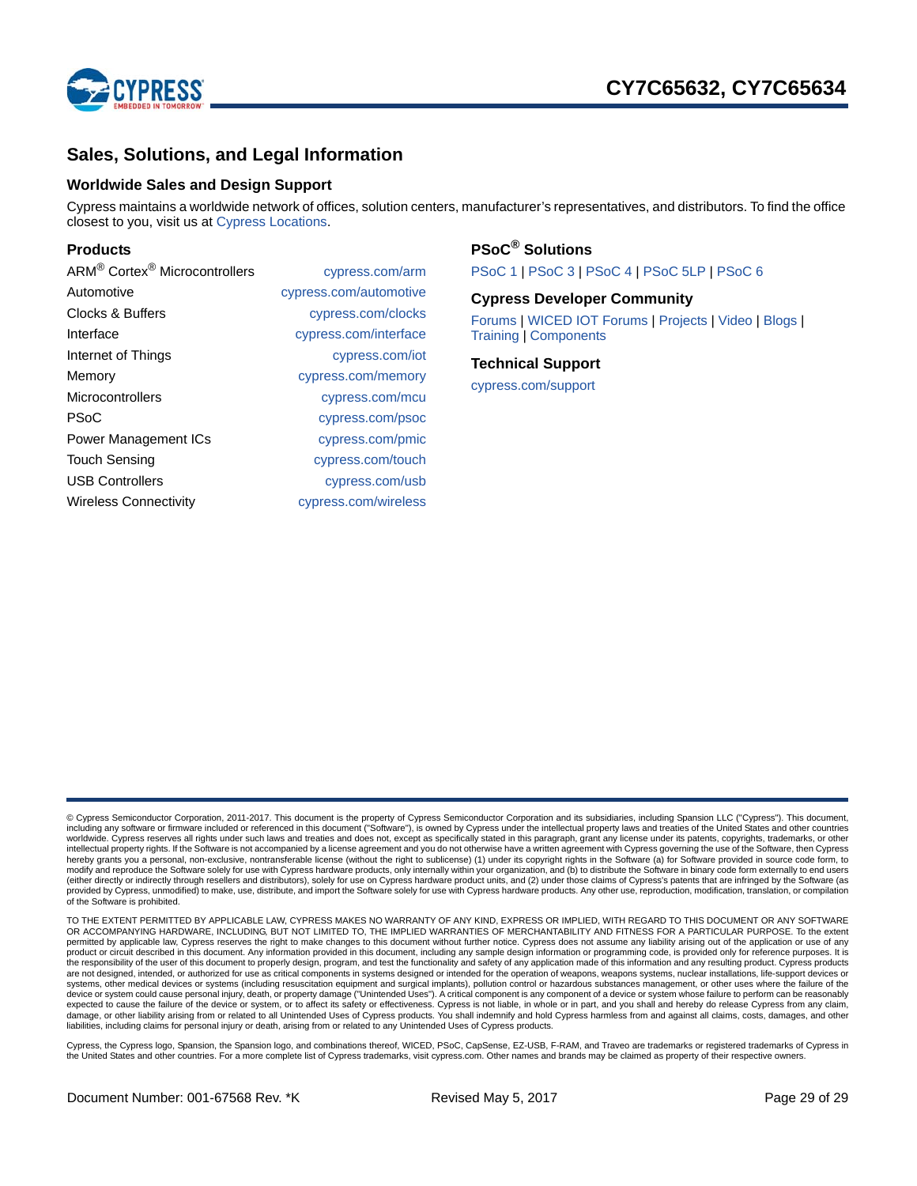## Sales, Solutions, and Legal Information

### Worldwide Sales and Design Support

Cypress maintains a worldwide network of offices, solution centers, manufacturer's representatives, and distributors. To find the office closest to you, visit us at Cypress Locations.

### Products

| | |
|---|---|
| ARM® Cortex® Microcontrollers | cypress.com/arm |
| Automotive | cypress.com/automotive |
| Clocks & Buffers | cypress.com/clocks |
| Interface | cypress.com/interface |
| Internet of Things | cypress.com/iot |
| Memory | cypress.com/memory |
| Microcontrollers | cypress.com/mcu |
| PSoC | cypress.com/psoc |
| Power Management ICs | cypress.com/pmic |
| Touch Sensing | cypress.com/touch |
| USB Controllers | cypress.com/usb |
| Wireless Connectivity | cypress.com/wireless |

### PSoC® Solutions

PSoC 1 | PSoC 3 | PSoC 4 | PSoC 5LP | PSoC 6

### Cypress Developer Community

Forums | WICED IOT Forums | Projects | Video | Blogs | Training | Components

### Technical Support

cypress.com/support

© Cypress Semiconductor Corporation, 2011-2017. This document is the property of Cypress Semiconductor Corporation and its subsidiaries, including Spansion LLC ("Cypress"). This document, including any software or firmware included or referenced in this document ("Software"), is owned by Cypress under the intellectual property laws and treaties of the United States and other countries worldwide. Cypress reserves all rights under such laws and treaties and does not, except as specifically stated in this paragraph, grant any license under its patents, copyrights, trademarks, or other intellectual property rights. If the Software is not accompanied by a license agreement and you do not otherwise have a written agreement with Cypress governing the use of the Software, then Cypress hereby grants you a personal, non-exclusive, nontransferable license (without the right to sublicense) (1) under its copyright rights in the Software (a) for Software provided in source code form, to modify and reproduce the Software solely for use with Cypress hardware products, only internally within your organization, and (b) to distribute the Software in binary code form externally to end users (either directly or indirectly through resellers and distributors), solely for use on Cypress hardware product units, and (2) under those claims of Cypress's patents that are infringed by the Software (as provided by Cypress, unmodified) to make, use, distribute, and import the Software solely for use with Cypress hardware products. Any other use, reproduction, modification, translation, or compilation of the Software is prohibited.

TO THE EXTENT PERMITTED BY APPLICABLE LAW, CYPRESS MAKES NO WARRANTY OF ANY KIND, EXPRESS OR IMPLIED, WITH REGARD TO THIS DOCUMENT OR ANY SOFTWARE OR ACCOMPANYING HARDWARE, INCLUDING, BUT NOT LIMITED TO, THE IMPLIED WARRANTIES OF MERCHANTABILITY AND FITNESS FOR A PARTICULAR PURPOSE. To the extent permitted by applicable law, Cypress reserves the right to make changes to this document without further notice. Cypress does not assume any liability arising out of the application or use of any product or circuit described in this document. Any information provided in this document, including any sample design information or programming code, is provided only for reference purposes. It is the responsibility of the user of this document to properly design, program, and test the functionality and safety of any application made of this information and any resulting product. Cypress products are not designed, intended, or authorized for use as critical components in systems designed or intended for the operation of weapons, weapons systems, nuclear installations, life-support devices or systems, other medical devices or systems (including resuscitation equipment and surgical implants), pollution control or hazardous substances management, or other uses where the failure of the device or system could cause personal injury, death, or property damage ("Unintended Uses"). A critical component is any component of a device or system whose failure to perform can be reasonably expected to cause the failure of the device or system, or to affect its safety or effectiveness. Cypress is not liable, in whole or in part, and you shall and hereby do release Cypress from any claim, damage, or other liability arising from or related to all Unintended Uses of Cypress products. You shall indemnify and hold Cypress harmless from and against all claims, costs, damages, and other liabilities, including claims for personal injury or death, arising from or related to any Unintended Uses of Cypress products.

Cypress, the Cypress logo, Spansion, the Spansion logo, and combinations thereof, WICED, PSoC, CapSense, EZ-USB, F-RAM, and Traveo are trademarks or registered trademarks of Cypress in the United States and other countries. For a more complete list of Cypress trademarks, visit cypress.com. Other names and brands may be claimed as property of their respective owners.

Document Number: 001-67568 Rev. *K Revised May 5, 2017